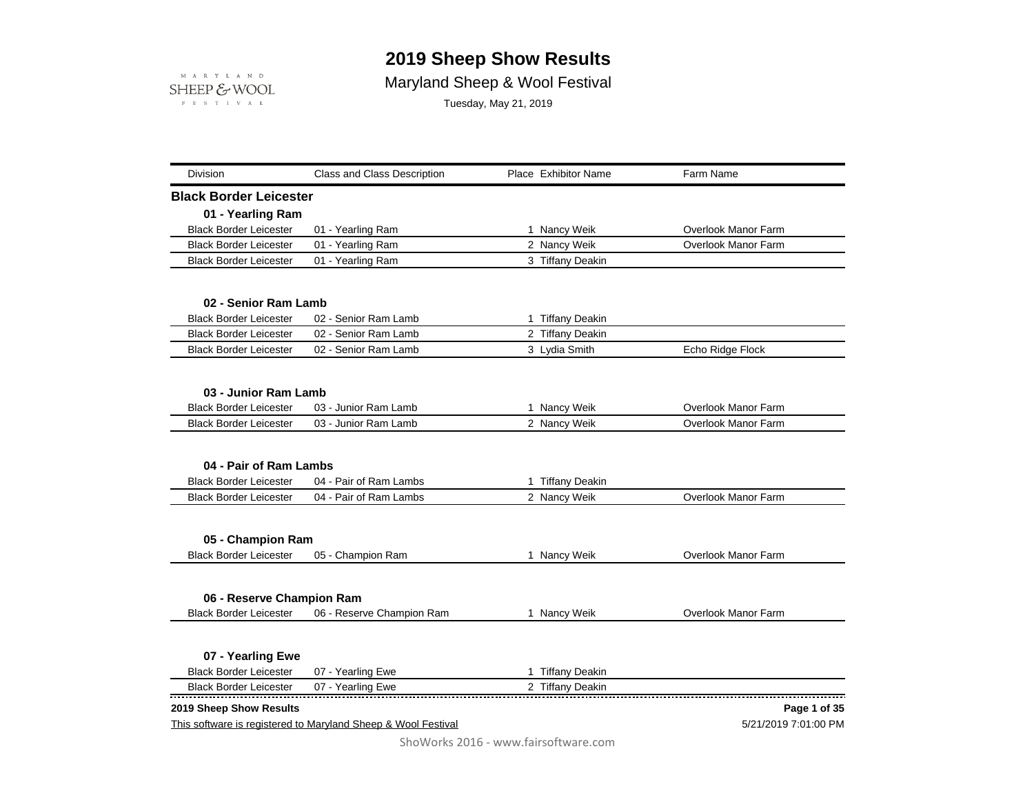# 2019 Sheep Show Results

Maryland Sheep & Wool Festival

Tuesday, May 21, 2019

| Division | Class and Class Description | Place | Exhibitor Name | Farm Name |
|---|---|---|---|---|

## Black Border Leicester

### 01 - Yearling Ram

| Division | Class and Class Description | Place | Exhibitor Name | Farm Name |
|---|---|---|---|---|
| Black Border Leicester | 01 - Yearling Ram | 1 | Nancy Weik | Overlook Manor Farm |
| Black Border Leicester | 01 - Yearling Ram | 2 | Nancy Weik | Overlook Manor Farm |
| Black Border Leicester | 01 - Yearling Ram | 3 | Tiffany Deakin | |

### 02 - Senior Ram Lamb

| Division | Class and Class Description | Place | Exhibitor Name | Farm Name |
|---|---|---|---|---|
| Black Border Leicester | 02 - Senior Ram Lamb | 1 | Tiffany Deakin | |
| Black Border Leicester | 02 - Senior Ram Lamb | 2 | Tiffany Deakin | |
| Black Border Leicester | 02 - Senior Ram Lamb | 3 | Lydia Smith | Echo Ridge Flock |

### 03 - Junior Ram Lamb

| Division | Class and Class Description | Place | Exhibitor Name | Farm Name |
|---|---|---|---|---|
| Black Border Leicester | 03 - Junior Ram Lamb | 1 | Nancy Weik | Overlook Manor Farm |
| Black Border Leicester | 03 - Junior Ram Lamb | 2 | Nancy Weik | Overlook Manor Farm |

### 04 - Pair of Ram Lambs

| Division | Class and Class Description | Place | Exhibitor Name | Farm Name |
|---|---|---|---|---|
| Black Border Leicester | 04 - Pair of Ram Lambs | 1 | Tiffany Deakin | |
| Black Border Leicester | 04 - Pair of Ram Lambs | 2 | Nancy Weik | Overlook Manor Farm |

### 05 - Champion Ram

| Division | Class and Class Description | Place | Exhibitor Name | Farm Name |
|---|---|---|---|---|
| Black Border Leicester | 05 - Champion Ram | 1 | Nancy Weik | Overlook Manor Farm |

### 06 - Reserve Champion Ram

| Division | Class and Class Description | Place | Exhibitor Name | Farm Name |
|---|---|---|---|---|
| Black Border Leicester | 06 - Reserve Champion Ram | 1 | Nancy Weik | Overlook Manor Farm |

### 07 - Yearling Ewe

| Division | Class and Class Description | Place | Exhibitor Name | Farm Name |
|---|---|---|---|---|
| Black Border Leicester | 07 - Yearling Ewe | 1 | Tiffany Deakin | |
| Black Border Leicester | 07 - Yearling Ewe | 2 | Tiffany Deakin | |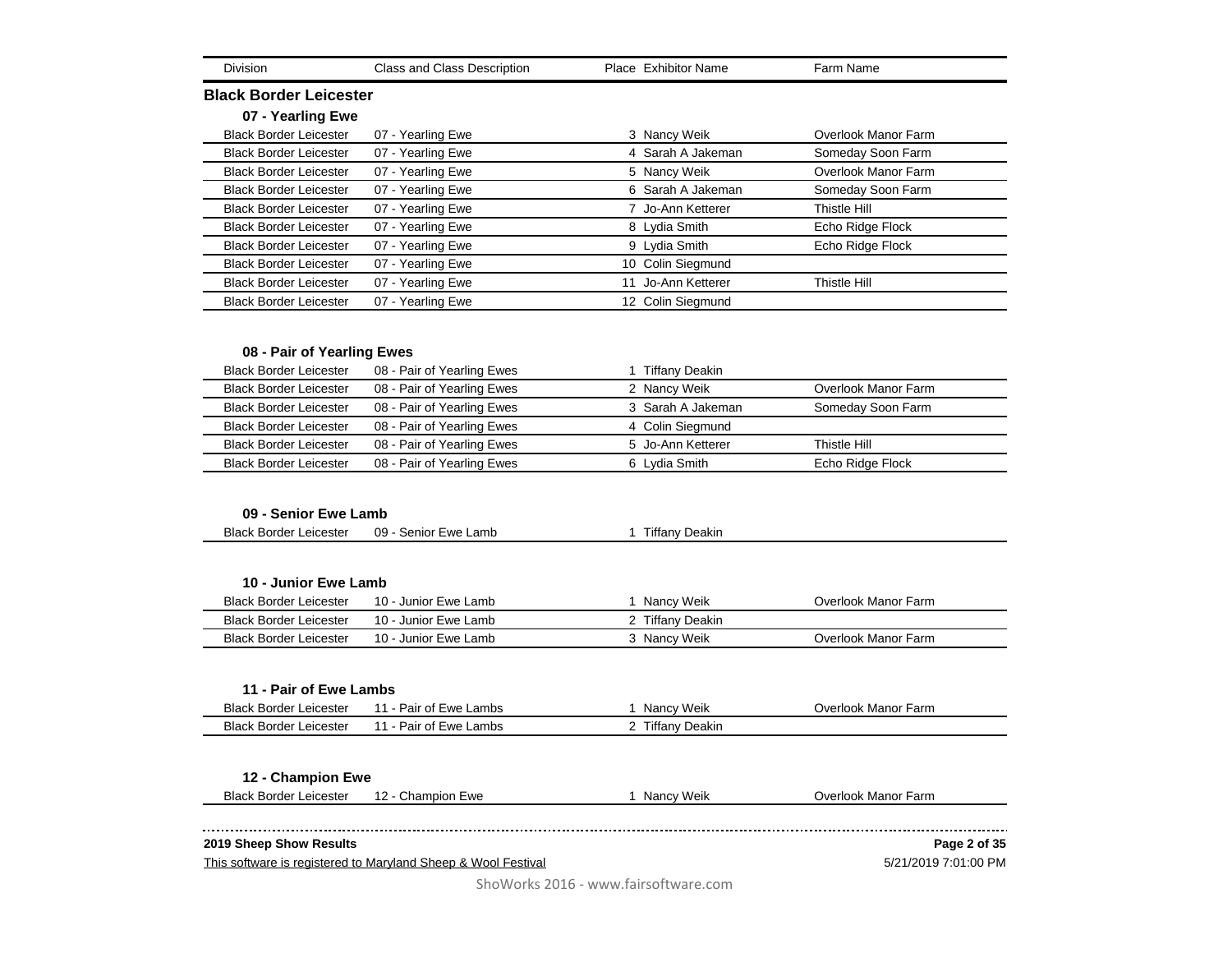| Division | Class and Class Description | Place | Exhibitor Name | Farm Name |
|---|---|---|---|---|

## Black Border Leicester

### 07 - Yearling Ewe

| Division | Class and Class Description | Place | Exhibitor Name | Farm Name |
|---|---|---|---|---|
| Black Border Leicester | 07 - Yearling Ewe | 3 | Nancy Weik | Overlook Manor Farm |
| Black Border Leicester | 07 - Yearling Ewe | 4 | Sarah A Jakeman | Someday Soon Farm |
| Black Border Leicester | 07 - Yearling Ewe | 5 | Nancy Weik | Overlook Manor Farm |
| Black Border Leicester | 07 - Yearling Ewe | 6 | Sarah A Jakeman | Someday Soon Farm |
| Black Border Leicester | 07 - Yearling Ewe | 7 | Jo-Ann Ketterer | Thistle Hill |
| Black Border Leicester | 07 - Yearling Ewe | 8 | Lydia Smith | Echo Ridge Flock |
| Black Border Leicester | 07 - Yearling Ewe | 9 | Lydia Smith | Echo Ridge Flock |
| Black Border Leicester | 07 - Yearling Ewe | 10 | Colin Siegmund | |
| Black Border Leicester | 07 - Yearling Ewe | 11 | Jo-Ann Ketterer | Thistle Hill |
| Black Border Leicester | 07 - Yearling Ewe | 12 | Colin Siegmund | |

### 08 - Pair of Yearling Ewes

| Division | Class and Class Description | Place | Exhibitor Name | Farm Name |
|---|---|---|---|---|
| Black Border Leicester | 08 - Pair of Yearling Ewes | 1 | Tiffany Deakin | |
| Black Border Leicester | 08 - Pair of Yearling Ewes | 2 | Nancy Weik | Overlook Manor Farm |
| Black Border Leicester | 08 - Pair of Yearling Ewes | 3 | Sarah A Jakeman | Someday Soon Farm |
| Black Border Leicester | 08 - Pair of Yearling Ewes | 4 | Colin Siegmund | |
| Black Border Leicester | 08 - Pair of Yearling Ewes | 5 | Jo-Ann Ketterer | Thistle Hill |
| Black Border Leicester | 08 - Pair of Yearling Ewes | 6 | Lydia Smith | Echo Ridge Flock |

### 09 - Senior Ewe Lamb

| Division | Class and Class Description | Place | Exhibitor Name | Farm Name |
|---|---|---|---|---|
| Black Border Leicester | 09 - Senior Ewe Lamb | 1 | Tiffany Deakin | |

### 10 - Junior Ewe Lamb

| Division | Class and Class Description | Place | Exhibitor Name | Farm Name |
|---|---|---|---|---|
| Black Border Leicester | 10 - Junior Ewe Lamb | 1 | Nancy Weik | Overlook Manor Farm |
| Black Border Leicester | 10 - Junior Ewe Lamb | 2 | Tiffany Deakin | |
| Black Border Leicester | 10 - Junior Ewe Lamb | 3 | Nancy Weik | Overlook Manor Farm |

### 11 - Pair of Ewe Lambs

| Division | Class and Class Description | Place | Exhibitor Name | Farm Name |
|---|---|---|---|---|
| Black Border Leicester | 11 - Pair of Ewe Lambs | 1 | Nancy Weik | Overlook Manor Farm |
| Black Border Leicester | 11 - Pair of Ewe Lambs | 2 | Tiffany Deakin | |

### 12 - Champion Ewe

| Division | Class and Class Description | Place | Exhibitor Name | Farm Name |
|---|---|---|---|---|
| Black Border Leicester | 12 - Champion Ewe | 1 | Nancy Weik | Overlook Manor Farm |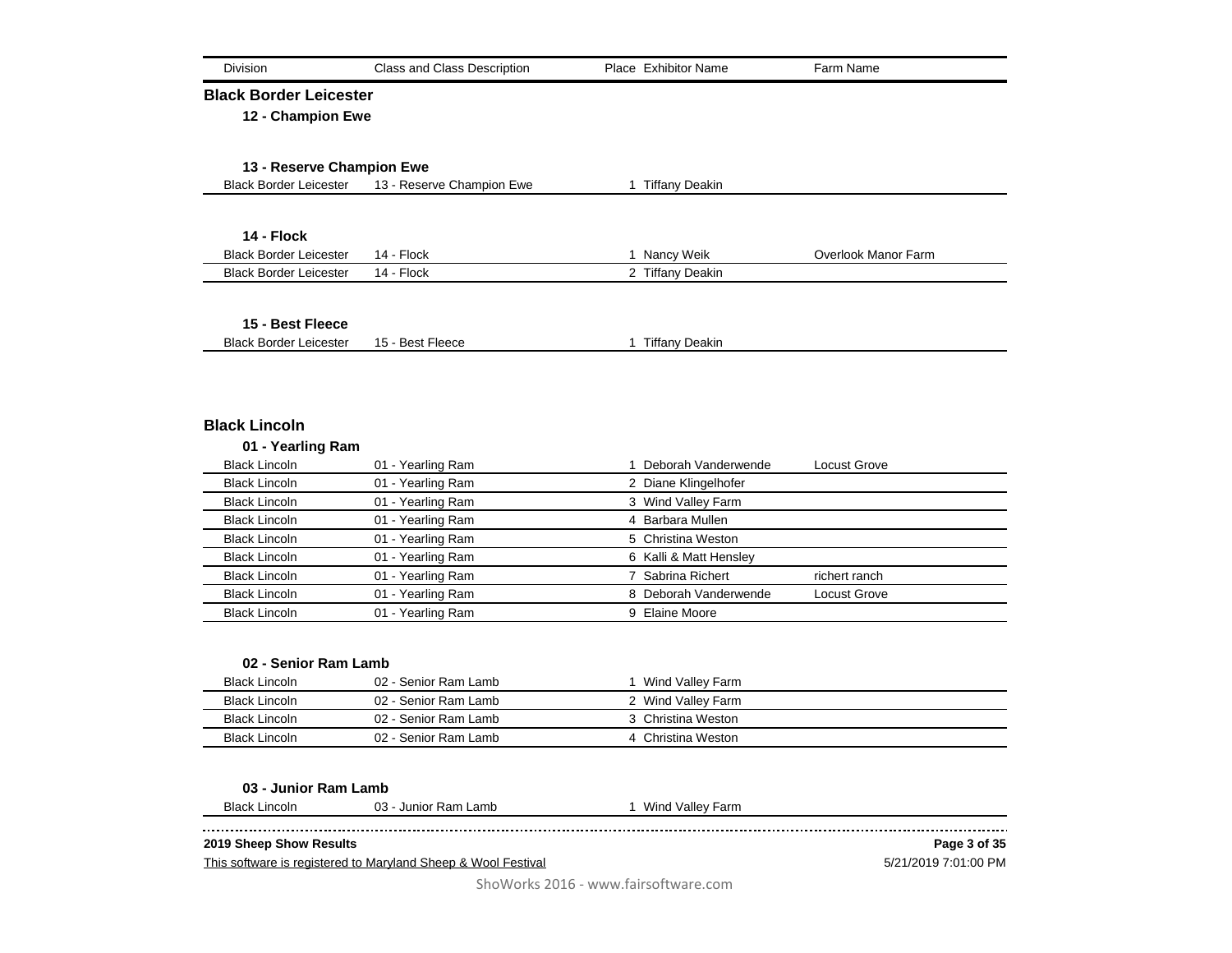| Division | Class and Class Description | Place | Exhibitor Name | Farm Name |
|---|---|---|---|---|

## Black Border Leicester

### 12 - Champion Ewe

### 13 - Reserve Champion Ewe

| Division | Class and Class Description | Place | Exhibitor Name | Farm Name |
|---|---|---|---|---|
| Black Border Leicester | 13 - Reserve Champion Ewe | 1 | Tiffany Deakin | |

### 14 - Flock

| Division | Class and Class Description | Place | Exhibitor Name | Farm Name |
|---|---|---|---|---|
| Black Border Leicester | 14 - Flock | 1 | Nancy Weik | Overlook Manor Farm |
| Black Border Leicester | 14 - Flock | 2 | Tiffany Deakin | |

### 15 - Best Fleece

| Division | Class and Class Description | Place | Exhibitor Name | Farm Name |
|---|---|---|---|---|
| Black Border Leicester | 15 - Best Fleece | 1 | Tiffany Deakin | |

## Black Lincoln

### 01 - Yearling Ram

| Division | Class and Class Description | Place | Exhibitor Name | Farm Name |
|---|---|---|---|---|
| Black Lincoln | 01 - Yearling Ram | 1 | Deborah Vanderwende | Locust Grove |
| Black Lincoln | 01 - Yearling Ram | 2 | Diane Klingelhofer | |
| Black Lincoln | 01 - Yearling Ram | 3 | Wind Valley Farm | |
| Black Lincoln | 01 - Yearling Ram | 4 | Barbara Mullen | |
| Black Lincoln | 01 - Yearling Ram | 5 | Christina Weston | |
| Black Lincoln | 01 - Yearling Ram | 6 | Kalli & Matt Hensley | |
| Black Lincoln | 01 - Yearling Ram | 7 | Sabrina Richert | richert ranch |
| Black Lincoln | 01 - Yearling Ram | 8 | Deborah Vanderwende | Locust Grove |
| Black Lincoln | 01 - Yearling Ram | 9 | Elaine Moore | |

### 02 - Senior Ram Lamb

| Division | Class and Class Description | Place | Exhibitor Name | Farm Name |
|---|---|---|---|---|
| Black Lincoln | 02 - Senior Ram Lamb | 1 | Wind Valley Farm | |
| Black Lincoln | 02 - Senior Ram Lamb | 2 | Wind Valley Farm | |
| Black Lincoln | 02 - Senior Ram Lamb | 3 | Christina Weston | |
| Black Lincoln | 02 - Senior Ram Lamb | 4 | Christina Weston | |

### 03 - Junior Ram Lamb

| Division | Class and Class Description | Place | Exhibitor Name | Farm Name |
|---|---|---|---|---|
| Black Lincoln | 03 - Junior Ram Lamb | 1 | Wind Valley Farm | |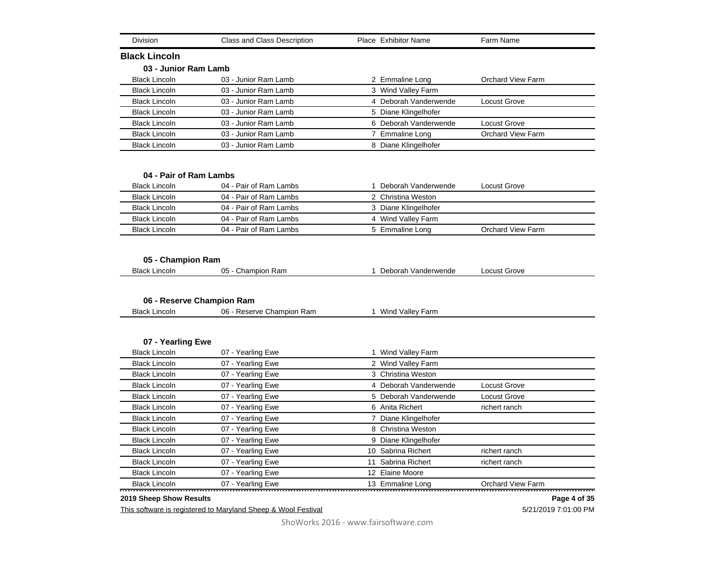| Division | Class and Class Description | Place | Exhibitor Name | Farm Name |
|---|---|---|---|---|

## Black Lincoln

### 03 - Junior Ram Lamb

| Division | Class and Class Description | Place | Exhibitor Name | Farm Name |
|---|---|---|---|---|
| Black Lincoln | 03 - Junior Ram Lamb | 2 | Emmaline Long | Orchard View Farm |
| Black Lincoln | 03 - Junior Ram Lamb | 3 | Wind Valley Farm | |
| Black Lincoln | 03 - Junior Ram Lamb | 4 | Deborah Vanderwende | Locust Grove |
| Black Lincoln | 03 - Junior Ram Lamb | 5 | Diane Klingelhofer | |
| Black Lincoln | 03 - Junior Ram Lamb | 6 | Deborah Vanderwende | Locust Grove |
| Black Lincoln | 03 - Junior Ram Lamb | 7 | Emmaline Long | Orchard View Farm |
| Black Lincoln | 03 - Junior Ram Lamb | 8 | Diane Klingelhofer | |

### 04 - Pair of Ram Lambs

| Division | Class and Class Description | Place | Exhibitor Name | Farm Name |
|---|---|---|---|---|
| Black Lincoln | 04 - Pair of Ram Lambs | 1 | Deborah Vanderwende | Locust Grove |
| Black Lincoln | 04 - Pair of Ram Lambs | 2 | Christina Weston | |
| Black Lincoln | 04 - Pair of Ram Lambs | 3 | Diane Klingelhofer | |
| Black Lincoln | 04 - Pair of Ram Lambs | 4 | Wind Valley Farm | |
| Black Lincoln | 04 - Pair of Ram Lambs | 5 | Emmaline Long | Orchard View Farm |

### 05 - Champion Ram

| Division | Class and Class Description | Place | Exhibitor Name | Farm Name |
|---|---|---|---|---|
| Black Lincoln | 05 - Champion Ram | 1 | Deborah Vanderwende | Locust Grove |

### 06 - Reserve Champion Ram

| Division | Class and Class Description | Place | Exhibitor Name | Farm Name |
|---|---|---|---|---|
| Black Lincoln | 06 - Reserve Champion Ram | 1 | Wind Valley Farm | |

### 07 - Yearling Ewe

| Division | Class and Class Description | Place | Exhibitor Name | Farm Name |
|---|---|---|---|---|
| Black Lincoln | 07 - Yearling Ewe | 1 | Wind Valley Farm | |
| Black Lincoln | 07 - Yearling Ewe | 2 | Wind Valley Farm | |
| Black Lincoln | 07 - Yearling Ewe | 3 | Christina Weston | |
| Black Lincoln | 07 - Yearling Ewe | 4 | Deborah Vanderwende | Locust Grove |
| Black Lincoln | 07 - Yearling Ewe | 5 | Deborah Vanderwende | Locust Grove |
| Black Lincoln | 07 - Yearling Ewe | 6 | Anita Richert | richert ranch |
| Black Lincoln | 07 - Yearling Ewe | 7 | Diane Klingelhofer | |
| Black Lincoln | 07 - Yearling Ewe | 8 | Christina Weston | |
| Black Lincoln | 07 - Yearling Ewe | 9 | Diane Klingelhofer | |
| Black Lincoln | 07 - Yearling Ewe | 10 | Sabrina Richert | richert ranch |
| Black Lincoln | 07 - Yearling Ewe | 11 | Sabrina Richert | richert ranch |
| Black Lincoln | 07 - Yearling Ewe | 12 | Elaine Moore | |
| Black Lincoln | 07 - Yearling Ewe | 13 | Emmaline Long | Orchard View Farm |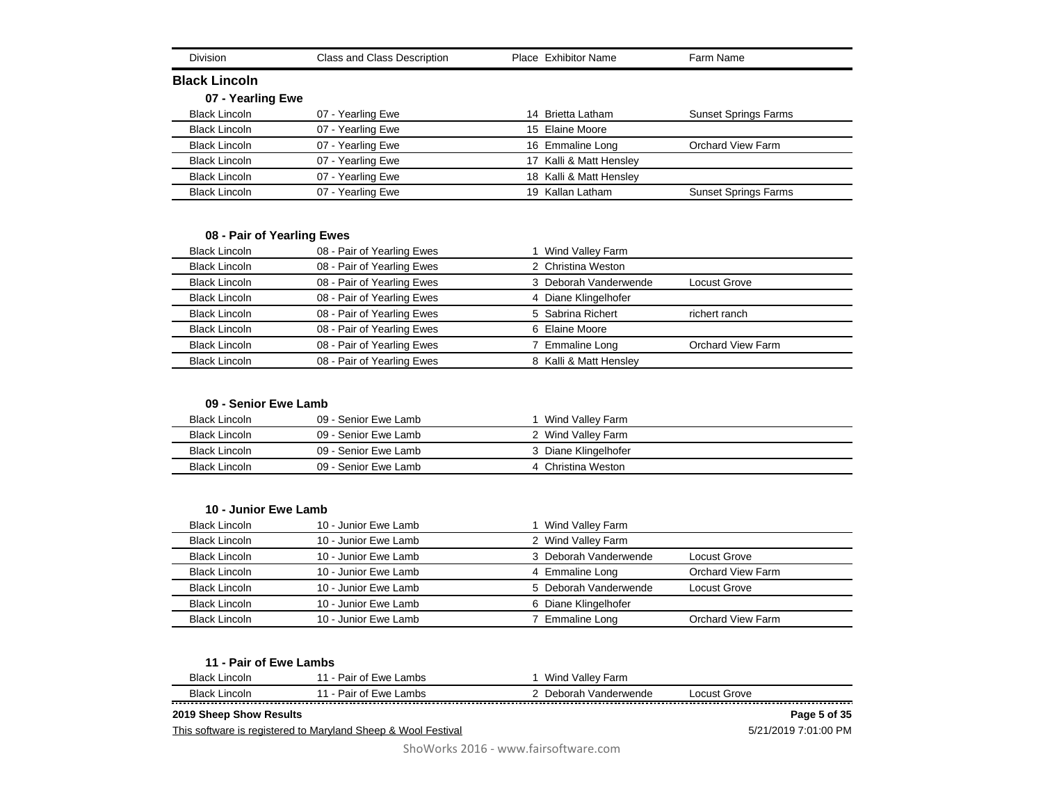## Black Lincoln

### 07 - Yearling Ewe

| Division | Class and Class Description | Place | Exhibitor Name | Farm Name |
|---|---|---|---|---|
| Black Lincoln | 07 - Yearling Ewe | 14 | Brietta Latham | Sunset Springs Farms |
| Black Lincoln | 07 - Yearling Ewe | 15 | Elaine Moore | |
| Black Lincoln | 07 - Yearling Ewe | 16 | Emmaline Long | Orchard View Farm |
| Black Lincoln | 07 - Yearling Ewe | 17 | Kalli & Matt Hensley | |
| Black Lincoln | 07 - Yearling Ewe | 18 | Kalli & Matt Hensley | |
| Black Lincoln | 07 - Yearling Ewe | 19 | Kallan Latham | Sunset Springs Farms |

### 08 - Pair of Yearling Ewes

| Division | Class and Class Description | Place | Exhibitor Name | Farm Name |
|---|---|---|---|---|
| Black Lincoln | 08 - Pair of Yearling Ewes | 1 | Wind Valley Farm | |
| Black Lincoln | 08 - Pair of Yearling Ewes | 2 | Christina Weston | |
| Black Lincoln | 08 - Pair of Yearling Ewes | 3 | Deborah Vanderwende | Locust Grove |
| Black Lincoln | 08 - Pair of Yearling Ewes | 4 | Diane Klingelhofer | |
| Black Lincoln | 08 - Pair of Yearling Ewes | 5 | Sabrina Richert | richert ranch |
| Black Lincoln | 08 - Pair of Yearling Ewes | 6 | Elaine Moore | |
| Black Lincoln | 08 - Pair of Yearling Ewes | 7 | Emmaline Long | Orchard View Farm |
| Black Lincoln | 08 - Pair of Yearling Ewes | 8 | Kalli & Matt Hensley | |

### 09 - Senior Ewe Lamb

| Division | Class and Class Description | Place | Exhibitor Name | Farm Name |
|---|---|---|---|---|
| Black Lincoln | 09 - Senior Ewe Lamb | 1 | Wind Valley Farm | |
| Black Lincoln | 09 - Senior Ewe Lamb | 2 | Wind Valley Farm | |
| Black Lincoln | 09 - Senior Ewe Lamb | 3 | Diane Klingelhofer | |
| Black Lincoln | 09 - Senior Ewe Lamb | 4 | Christina Weston | |

### 10 - Junior Ewe Lamb

| Division | Class and Class Description | Place | Exhibitor Name | Farm Name |
|---|---|---|---|---|
| Black Lincoln | 10 - Junior Ewe Lamb | 1 | Wind Valley Farm | |
| Black Lincoln | 10 - Junior Ewe Lamb | 2 | Wind Valley Farm | |
| Black Lincoln | 10 - Junior Ewe Lamb | 3 | Deborah Vanderwende | Locust Grove |
| Black Lincoln | 10 - Junior Ewe Lamb | 4 | Emmaline Long | Orchard View Farm |
| Black Lincoln | 10 - Junior Ewe Lamb | 5 | Deborah Vanderwende | Locust Grove |
| Black Lincoln | 10 - Junior Ewe Lamb | 6 | Diane Klingelhofer | |
| Black Lincoln | 10 - Junior Ewe Lamb | 7 | Emmaline Long | Orchard View Farm |

### 11 - Pair of Ewe Lambs

| Division | Class and Class Description | Place | Exhibitor Name | Farm Name |
|---|---|---|---|---|
| Black Lincoln | 11 - Pair of Ewe Lambs | 1 | Wind Valley Farm | |
| Black Lincoln | 11 - Pair of Ewe Lambs | 2 | Deborah Vanderwende | Locust Grove |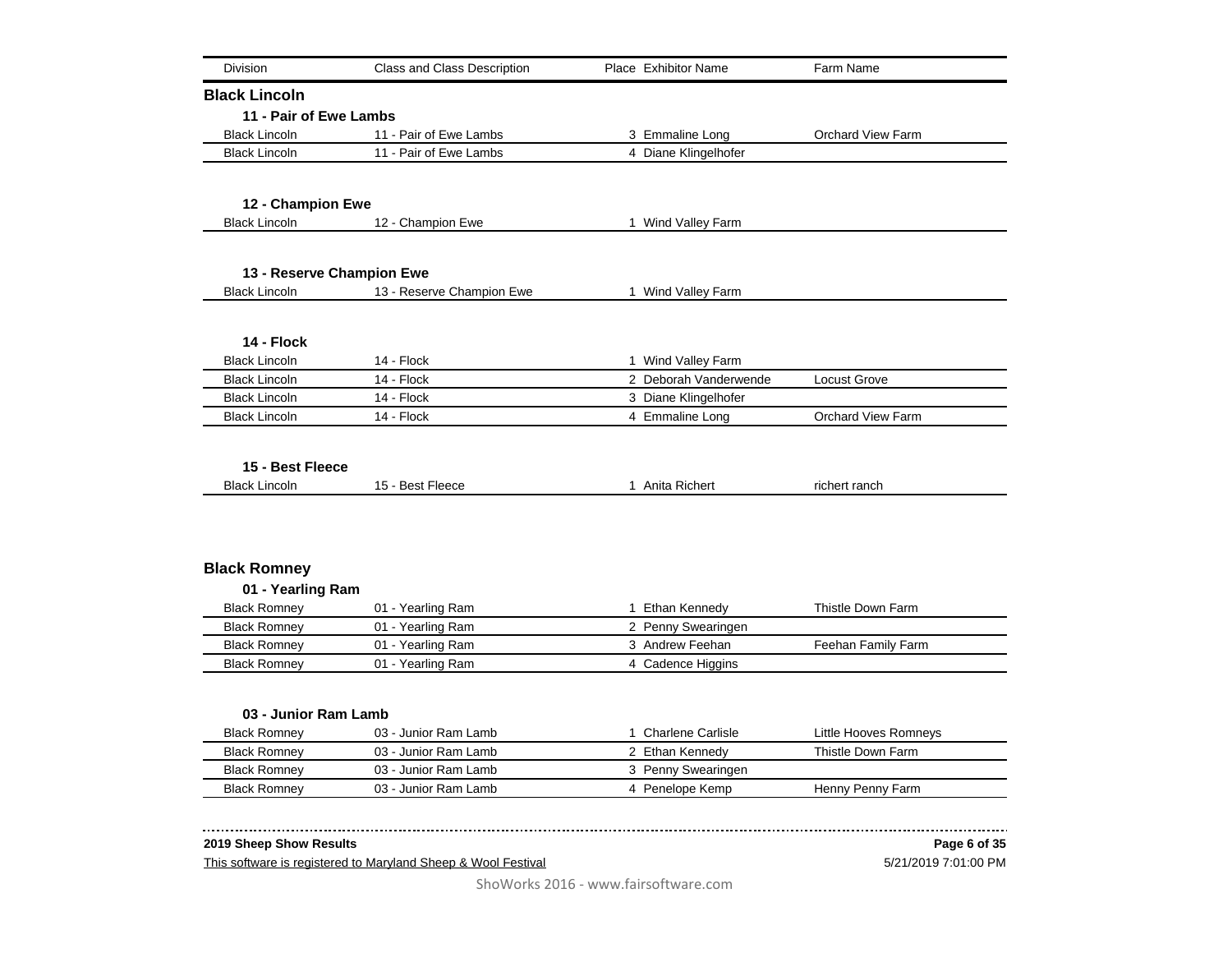| Division | Class and Class Description | Place | Exhibitor Name | Farm Name |
|---|---|---|---|---|

## Black Lincoln

### 11 - Pair of Ewe Lambs

| Division | Class and Class Description | Place | Exhibitor Name | Farm Name |
|---|---|---|---|---|
| Black Lincoln | 11 - Pair of Ewe Lambs | 3 | Emmaline Long | Orchard View Farm |
| Black Lincoln | 11 - Pair of Ewe Lambs | 4 | Diane Klingelhofer | |

### 12 - Champion Ewe

| Division | Class and Class Description | Place | Exhibitor Name | Farm Name |
|---|---|---|---|---|
| Black Lincoln | 12 - Champion Ewe | 1 | Wind Valley Farm | |

### 13 - Reserve Champion Ewe

| Division | Class and Class Description | Place | Exhibitor Name | Farm Name |
|---|---|---|---|---|
| Black Lincoln | 13 - Reserve Champion Ewe | 1 | Wind Valley Farm | |

### 14 - Flock

| Division | Class and Class Description | Place | Exhibitor Name | Farm Name |
|---|---|---|---|---|
| Black Lincoln | 14 - Flock | 1 | Wind Valley Farm | |
| Black Lincoln | 14 - Flock | 2 | Deborah Vanderwende | Locust Grove |
| Black Lincoln | 14 - Flock | 3 | Diane Klingelhofer | |
| Black Lincoln | 14 - Flock | 4 | Emmaline Long | Orchard View Farm |

### 15 - Best Fleece

| Division | Class and Class Description | Place | Exhibitor Name | Farm Name |
|---|---|---|---|---|
| Black Lincoln | 15 - Best Fleece | 1 | Anita Richert | richert ranch |

## Black Romney

### 01 - Yearling Ram

| Division | Class and Class Description | Place | Exhibitor Name | Farm Name |
|---|---|---|---|---|
| Black Romney | 01 - Yearling Ram | 1 | Ethan Kennedy | Thistle Down Farm |
| Black Romney | 01 - Yearling Ram | 2 | Penny Swearingen | |
| Black Romney | 01 - Yearling Ram | 3 | Andrew Feehan | Feehan Family Farm |
| Black Romney | 01 - Yearling Ram | 4 | Cadence Higgins | |

### 03 - Junior Ram Lamb

| Division | Class and Class Description | Place | Exhibitor Name | Farm Name |
|---|---|---|---|---|
| Black Romney | 03 - Junior Ram Lamb | 1 | Charlene Carlisle | Little Hooves Romneys |
| Black Romney | 03 - Junior Ram Lamb | 2 | Ethan Kennedy | Thistle Down Farm |
| Black Romney | 03 - Junior Ram Lamb | 3 | Penny Swearingen | |
| Black Romney | 03 - Junior Ram Lamb | 4 | Penelope Kemp | Henny Penny Farm |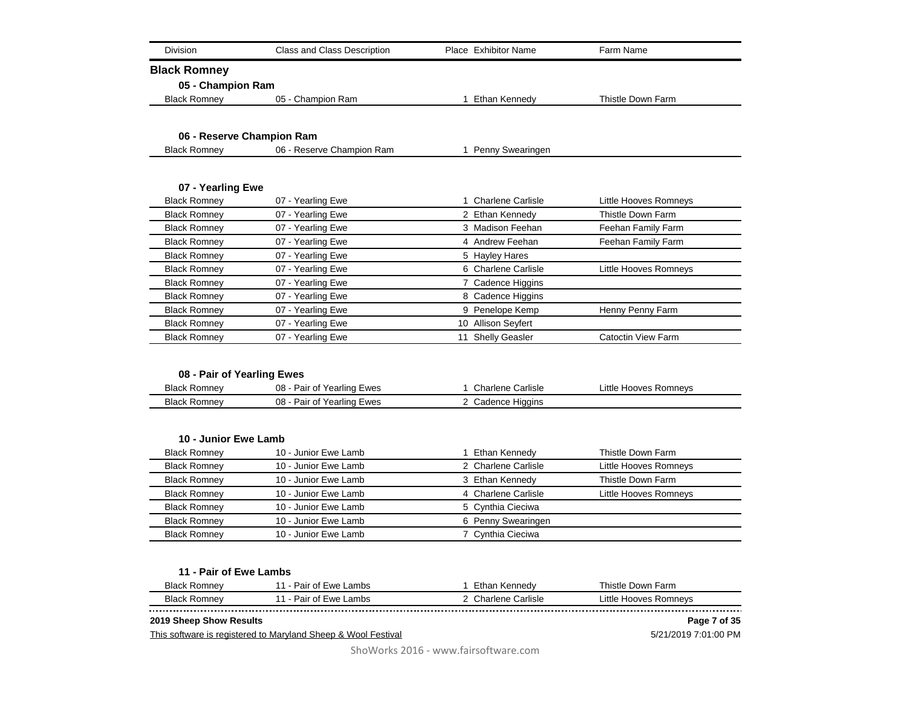| Division | Class and Class Description | Place | Exhibitor Name | Farm Name |
|---|---|---|---|---|

## Black Romney

### 05 - Champion Ram

| Division | Class and Class Description | Place | Exhibitor Name | Farm Name |
|---|---|---|---|---|
| Black Romney | 05 - Champion Ram | 1 | Ethan Kennedy | Thistle Down Farm |

### 06 - Reserve Champion Ram

| Division | Class and Class Description | Place | Exhibitor Name | Farm Name |
|---|---|---|---|---|
| Black Romney | 06 - Reserve Champion Ram | 1 | Penny Swearingen | |

### 07 - Yearling Ewe

| Division | Class and Class Description | Place | Exhibitor Name | Farm Name |
|---|---|---|---|---|
| Black Romney | 07 - Yearling Ewe | 1 | Charlene Carlisle | Little Hooves Romneys |
| Black Romney | 07 - Yearling Ewe | 2 | Ethan Kennedy | Thistle Down Farm |
| Black Romney | 07 - Yearling Ewe | 3 | Madison Feehan | Feehan Family Farm |
| Black Romney | 07 - Yearling Ewe | 4 | Andrew Feehan | Feehan Family Farm |
| Black Romney | 07 - Yearling Ewe | 5 | Hayley Hares | |
| Black Romney | 07 - Yearling Ewe | 6 | Charlene Carlisle | Little Hooves Romneys |
| Black Romney | 07 - Yearling Ewe | 7 | Cadence Higgins | |
| Black Romney | 07 - Yearling Ewe | 8 | Cadence Higgins | |
| Black Romney | 07 - Yearling Ewe | 9 | Penelope Kemp | Henny Penny Farm |
| Black Romney | 07 - Yearling Ewe | 10 | Allison Seyfert | |
| Black Romney | 07 - Yearling Ewe | 11 | Shelly Geasler | Catoctin View Farm |

### 08 - Pair of Yearling Ewes

| Division | Class and Class Description | Place | Exhibitor Name | Farm Name |
|---|---|---|---|---|
| Black Romney | 08 - Pair of Yearling Ewes | 1 | Charlene Carlisle | Little Hooves Romneys |
| Black Romney | 08 - Pair of Yearling Ewes | 2 | Cadence Higgins | |

### 10 - Junior Ewe Lamb

| Division | Class and Class Description | Place | Exhibitor Name | Farm Name |
|---|---|---|---|---|
| Black Romney | 10 - Junior Ewe Lamb | 1 | Ethan Kennedy | Thistle Down Farm |
| Black Romney | 10 - Junior Ewe Lamb | 2 | Charlene Carlisle | Little Hooves Romneys |
| Black Romney | 10 - Junior Ewe Lamb | 3 | Ethan Kennedy | Thistle Down Farm |
| Black Romney | 10 - Junior Ewe Lamb | 4 | Charlene Carlisle | Little Hooves Romneys |
| Black Romney | 10 - Junior Ewe Lamb | 5 | Cynthia Cieciwa | |
| Black Romney | 10 - Junior Ewe Lamb | 6 | Penny Swearingen | |
| Black Romney | 10 - Junior Ewe Lamb | 7 | Cynthia Cieciwa | |

### 11 - Pair of Ewe Lambs

| Division | Class and Class Description | Place | Exhibitor Name | Farm Name |
|---|---|---|---|---|
| Black Romney | 11 - Pair of Ewe Lambs | 1 | Ethan Kennedy | Thistle Down Farm |
| Black Romney | 11 - Pair of Ewe Lambs | 2 | Charlene Carlisle | Little Hooves Romneys |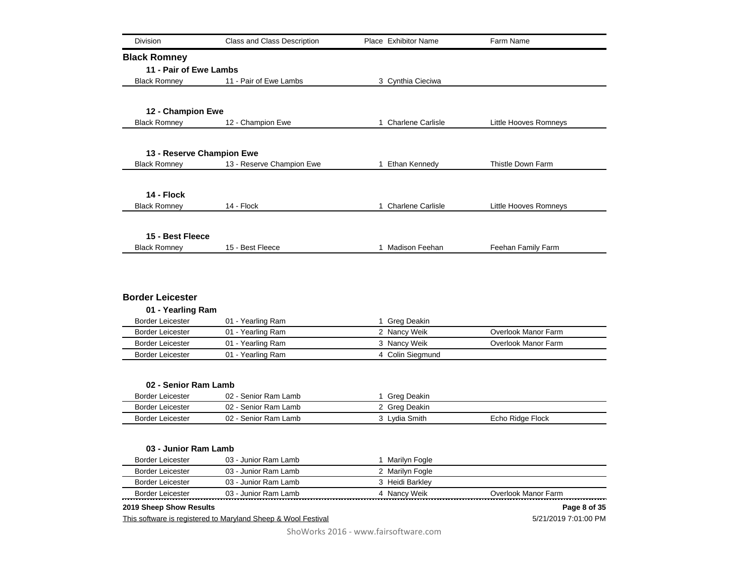| Division | Class and Class Description | Place | Exhibitor Name | Farm Name |
| --- | --- | --- | --- | --- |

## Black Romney

### 11 - Pair of Ewe Lambs

| Division | Class and Class Description | Place | Exhibitor Name | Farm Name |
| --- | --- | --- | --- | --- |
| Black Romney | 11 - Pair of Ewe Lambs | 3 | Cynthia Cieciwa | |

### 12 - Champion Ewe

| Division | Class and Class Description | Place | Exhibitor Name | Farm Name |
| --- | --- | --- | --- | --- |
| Black Romney | 12 - Champion Ewe | 1 | Charlene Carlisle | Little Hooves Romneys |

### 13 - Reserve Champion Ewe

| Division | Class and Class Description | Place | Exhibitor Name | Farm Name |
| --- | --- | --- | --- | --- |
| Black Romney | 13 - Reserve Champion Ewe | 1 | Ethan Kennedy | Thistle Down Farm |

### 14 - Flock

| Division | Class and Class Description | Place | Exhibitor Name | Farm Name |
| --- | --- | --- | --- | --- |
| Black Romney | 14 - Flock | 1 | Charlene Carlisle | Little Hooves Romneys |

### 15 - Best Fleece

| Division | Class and Class Description | Place | Exhibitor Name | Farm Name |
| --- | --- | --- | --- | --- |
| Black Romney | 15 - Best Fleece | 1 | Madison Feehan | Feehan Family Farm |

## Border Leicester

### 01 - Yearling Ram

| Division | Class and Class Description | Place | Exhibitor Name | Farm Name |
| --- | --- | --- | --- | --- |
| Border Leicester | 01 - Yearling Ram | 1 | Greg Deakin | |
| Border Leicester | 01 - Yearling Ram | 2 | Nancy Weik | Overlook Manor Farm |
| Border Leicester | 01 - Yearling Ram | 3 | Nancy Weik | Overlook Manor Farm |
| Border Leicester | 01 - Yearling Ram | 4 | Colin Siegmund | |

### 02 - Senior Ram Lamb

| Division | Class and Class Description | Place | Exhibitor Name | Farm Name |
| --- | --- | --- | --- | --- |
| Border Leicester | 02 - Senior Ram Lamb | 1 | Greg Deakin | |
| Border Leicester | 02 - Senior Ram Lamb | 2 | Greg Deakin | |
| Border Leicester | 02 - Senior Ram Lamb | 3 | Lydia Smith | Echo Ridge Flock |

### 03 - Junior Ram Lamb

| Division | Class and Class Description | Place | Exhibitor Name | Farm Name |
| --- | --- | --- | --- | --- |
| Border Leicester | 03 - Junior Ram Lamb | 1 | Marilyn Fogle | |
| Border Leicester | 03 - Junior Ram Lamb | 2 | Marilyn Fogle | |
| Border Leicester | 03 - Junior Ram Lamb | 3 | Heidi Barkley | |
| Border Leicester | 03 - Junior Ram Lamb | 4 | Nancy Weik | Overlook Manor Farm |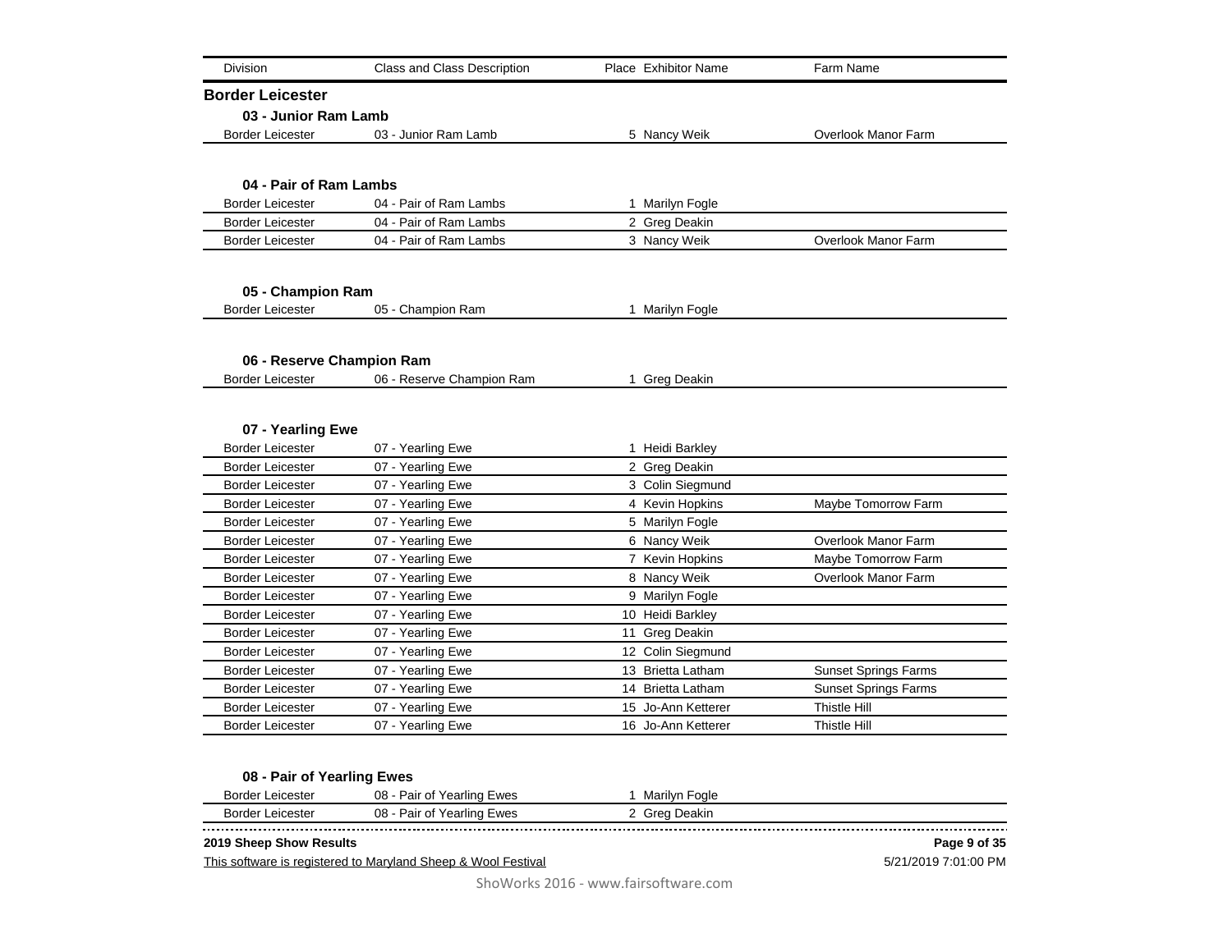| Division | Class and Class Description | Place | Exhibitor Name | Farm Name |
|---|---|---|---|---|

## Border Leicester

### 03 - Junior Ram Lamb

| Division | Class and Class Description | Place | Exhibitor Name | Farm Name |
|---|---|---|---|---|
| Border Leicester | 03 - Junior Ram Lamb | 5 | Nancy Weik | Overlook Manor Farm |

### 04 - Pair of Ram Lambs

| Division | Class and Class Description | Place | Exhibitor Name | Farm Name |
|---|---|---|---|---|
| Border Leicester | 04 - Pair of Ram Lambs | 1 | Marilyn Fogle | |
| Border Leicester | 04 - Pair of Ram Lambs | 2 | Greg Deakin | |
| Border Leicester | 04 - Pair of Ram Lambs | 3 | Nancy Weik | Overlook Manor Farm |

### 05 - Champion Ram

| Division | Class and Class Description | Place | Exhibitor Name | Farm Name |
|---|---|---|---|---|
| Border Leicester | 05 - Champion Ram | 1 | Marilyn Fogle | |

### 06 - Reserve Champion Ram

| Division | Class and Class Description | Place | Exhibitor Name | Farm Name |
|---|---|---|---|---|
| Border Leicester | 06 - Reserve Champion Ram | 1 | Greg Deakin | |

### 07 - Yearling Ewe

| Division | Class and Class Description | Place | Exhibitor Name | Farm Name |
|---|---|---|---|---|
| Border Leicester | 07 - Yearling Ewe | 1 | Heidi Barkley | |
| Border Leicester | 07 - Yearling Ewe | 2 | Greg Deakin | |
| Border Leicester | 07 - Yearling Ewe | 3 | Colin Siegmund | |
| Border Leicester | 07 - Yearling Ewe | 4 | Kevin Hopkins | Maybe Tomorrow Farm |
| Border Leicester | 07 - Yearling Ewe | 5 | Marilyn Fogle | |
| Border Leicester | 07 - Yearling Ewe | 6 | Nancy Weik | Overlook Manor Farm |
| Border Leicester | 07 - Yearling Ewe | 7 | Kevin Hopkins | Maybe Tomorrow Farm |
| Border Leicester | 07 - Yearling Ewe | 8 | Nancy Weik | Overlook Manor Farm |
| Border Leicester | 07 - Yearling Ewe | 9 | Marilyn Fogle | |
| Border Leicester | 07 - Yearling Ewe | 10 | Heidi Barkley | |
| Border Leicester | 07 - Yearling Ewe | 11 | Greg Deakin | |
| Border Leicester | 07 - Yearling Ewe | 12 | Colin Siegmund | |
| Border Leicester | 07 - Yearling Ewe | 13 | Brietta Latham | Sunset Springs Farms |
| Border Leicester | 07 - Yearling Ewe | 14 | Brietta Latham | Sunset Springs Farms |
| Border Leicester | 07 - Yearling Ewe | 15 | Jo-Ann Ketterer | Thistle Hill |
| Border Leicester | 07 - Yearling Ewe | 16 | Jo-Ann Ketterer | Thistle Hill |

### 08 - Pair of Yearling Ewes

| Division | Class and Class Description | Place | Exhibitor Name | Farm Name |
|---|---|---|---|---|
| Border Leicester | 08 - Pair of Yearling Ewes | 1 | Marilyn Fogle | |
| Border Leicester | 08 - Pair of Yearling Ewes | 2 | Greg Deakin | |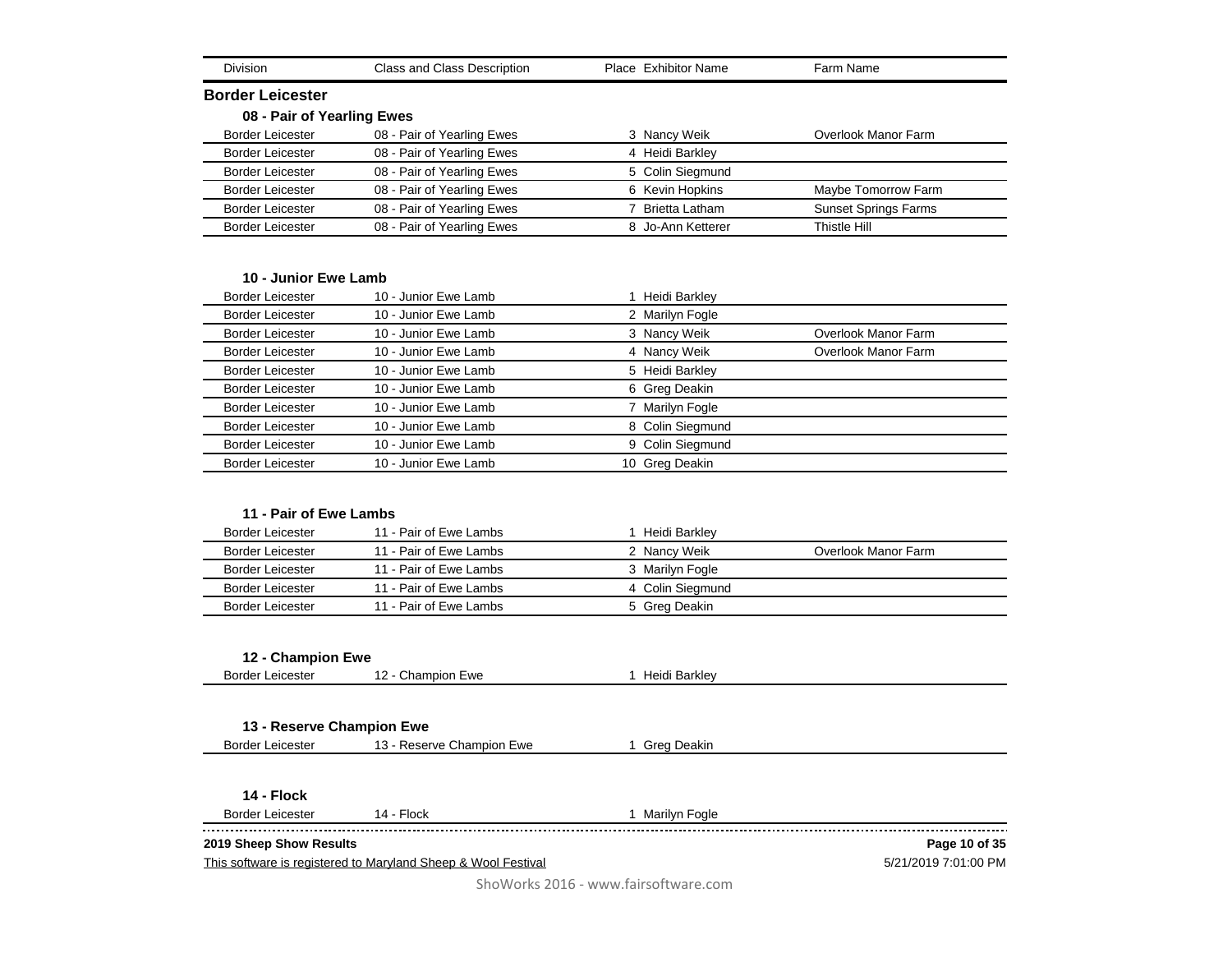| Division | Class and Class Description | Place | Exhibitor Name | Farm Name |
|---|---|---|---|---|

## Border Leicester

### 08 - Pair of Yearling Ewes

| Division | Class and Class Description | Place | Exhibitor Name | Farm Name |
|---|---|---|---|---|
| Border Leicester | 08 - Pair of Yearling Ewes | 3 | Nancy Weik | Overlook Manor Farm |
| Border Leicester | 08 - Pair of Yearling Ewes | 4 | Heidi Barkley | |
| Border Leicester | 08 - Pair of Yearling Ewes | 5 | Colin Siegmund | |
| Border Leicester | 08 - Pair of Yearling Ewes | 6 | Kevin Hopkins | Maybe Tomorrow Farm |
| Border Leicester | 08 - Pair of Yearling Ewes | 7 | Brietta Latham | Sunset Springs Farms |
| Border Leicester | 08 - Pair of Yearling Ewes | 8 | Jo-Ann Ketterer | Thistle Hill |

### 10 - Junior Ewe Lamb

| Division | Class and Class Description | Place | Exhibitor Name | Farm Name |
|---|---|---|---|---|
| Border Leicester | 10 - Junior Ewe Lamb | 1 | Heidi Barkley | |
| Border Leicester | 10 - Junior Ewe Lamb | 2 | Marilyn Fogle | |
| Border Leicester | 10 - Junior Ewe Lamb | 3 | Nancy Weik | Overlook Manor Farm |
| Border Leicester | 10 - Junior Ewe Lamb | 4 | Nancy Weik | Overlook Manor Farm |
| Border Leicester | 10 - Junior Ewe Lamb | 5 | Heidi Barkley | |
| Border Leicester | 10 - Junior Ewe Lamb | 6 | Greg Deakin | |
| Border Leicester | 10 - Junior Ewe Lamb | 7 | Marilyn Fogle | |
| Border Leicester | 10 - Junior Ewe Lamb | 8 | Colin Siegmund | |
| Border Leicester | 10 - Junior Ewe Lamb | 9 | Colin Siegmund | |
| Border Leicester | 10 - Junior Ewe Lamb | 10 | Greg Deakin | |

### 11 - Pair of Ewe Lambs

| Division | Class and Class Description | Place | Exhibitor Name | Farm Name |
|---|---|---|---|---|
| Border Leicester | 11 - Pair of Ewe Lambs | 1 | Heidi Barkley | |
| Border Leicester | 11 - Pair of Ewe Lambs | 2 | Nancy Weik | Overlook Manor Farm |
| Border Leicester | 11 - Pair of Ewe Lambs | 3 | Marilyn Fogle | |
| Border Leicester | 11 - Pair of Ewe Lambs | 4 | Colin Siegmund | |
| Border Leicester | 11 - Pair of Ewe Lambs | 5 | Greg Deakin | |

### 12 - Champion Ewe

| Division | Class and Class Description | Place | Exhibitor Name | Farm Name |
|---|---|---|---|---|
| Border Leicester | 12 - Champion Ewe | 1 | Heidi Barkley | |

### 13 - Reserve Champion Ewe

| Division | Class and Class Description | Place | Exhibitor Name | Farm Name |
|---|---|---|---|---|
| Border Leicester | 13 - Reserve Champion Ewe | 1 | Greg Deakin | |

### 14 - Flock

| Division | Class and Class Description | Place | Exhibitor Name | Farm Name |
|---|---|---|---|---|
| Border Leicester | 14 - Flock | 1 | Marilyn Fogle | |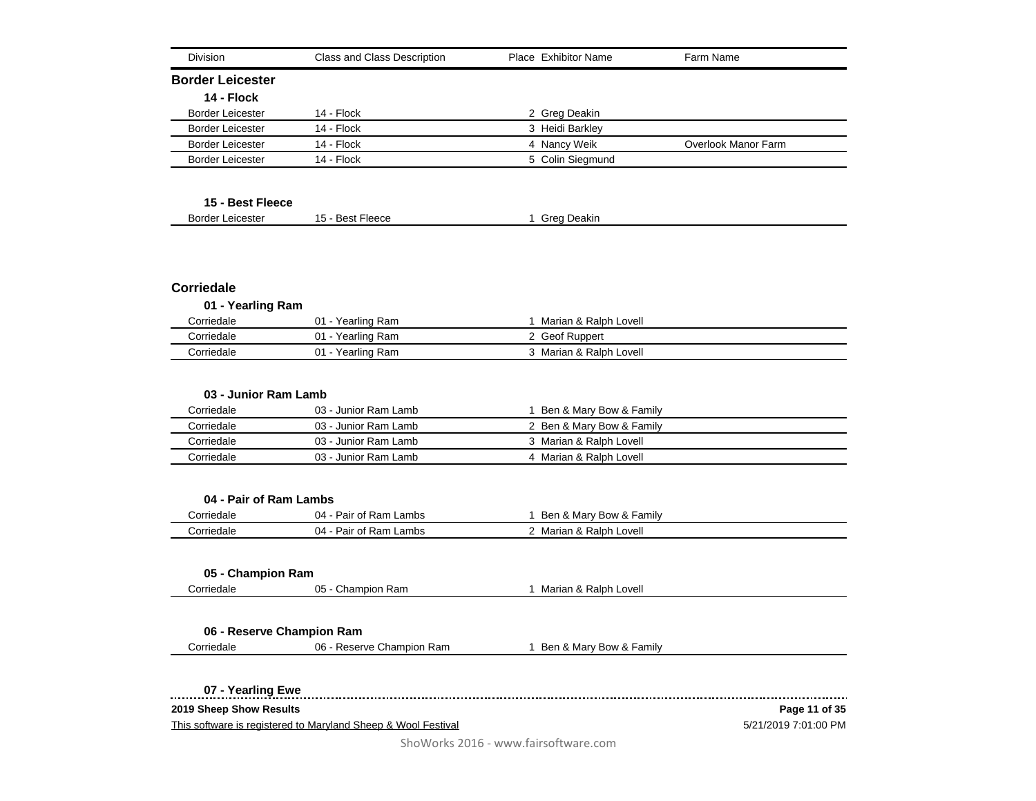| Division | Class and Class Description | Place | Exhibitor Name | Farm Name |
|---|---|---|---|---|

## Border Leicester

### 14 - Flock

| Division | Class and Class Description | Place | Exhibitor Name | Farm Name |
|---|---|---|---|---|
| Border Leicester | 14 - Flock | 2 | Greg Deakin | |
| Border Leicester | 14 - Flock | 3 | Heidi Barkley | |
| Border Leicester | 14 - Flock | 4 | Nancy Weik | Overlook Manor Farm |
| Border Leicester | 14 - Flock | 5 | Colin Siegmund | |

### 15 - Best Fleece

| Division | Class and Class Description | Place | Exhibitor Name | Farm Name |
|---|---|---|---|---|
| Border Leicester | 15 - Best Fleece | 1 | Greg Deakin | |

## Corriedale

### 01 - Yearling Ram

| Division | Class and Class Description | Place | Exhibitor Name | Farm Name |
|---|---|---|---|---|
| Corriedale | 01 - Yearling Ram | 1 | Marian & Ralph Lovell | |
| Corriedale | 01 - Yearling Ram | 2 | Geof Ruppert | |
| Corriedale | 01 - Yearling Ram | 3 | Marian & Ralph Lovell | |

### 03 - Junior Ram Lamb

| Division | Class and Class Description | Place | Exhibitor Name | Farm Name |
|---|---|---|---|---|
| Corriedale | 03 - Junior Ram Lamb | 1 | Ben & Mary Bow & Family | |
| Corriedale | 03 - Junior Ram Lamb | 2 | Ben & Mary Bow & Family | |
| Corriedale | 03 - Junior Ram Lamb | 3 | Marian & Ralph Lovell | |
| Corriedale | 03 - Junior Ram Lamb | 4 | Marian & Ralph Lovell | |

### 04 - Pair of Ram Lambs

| Division | Class and Class Description | Place | Exhibitor Name | Farm Name |
|---|---|---|---|---|
| Corriedale | 04 - Pair of Ram Lambs | 1 | Ben & Mary Bow & Family | |
| Corriedale | 04 - Pair of Ram Lambs | 2 | Marian & Ralph Lovell | |

### 05 - Champion Ram

| Division | Class and Class Description | Place | Exhibitor Name | Farm Name |
|---|---|---|---|---|
| Corriedale | 05 - Champion Ram | 1 | Marian & Ralph Lovell | |

### 06 - Reserve Champion Ram

| Division | Class and Class Description | Place | Exhibitor Name | Farm Name |
|---|---|---|---|---|
| Corriedale | 06 - Reserve Champion Ram | 1 | Ben & Mary Bow & Family | |

### 07 - Yearling Ewe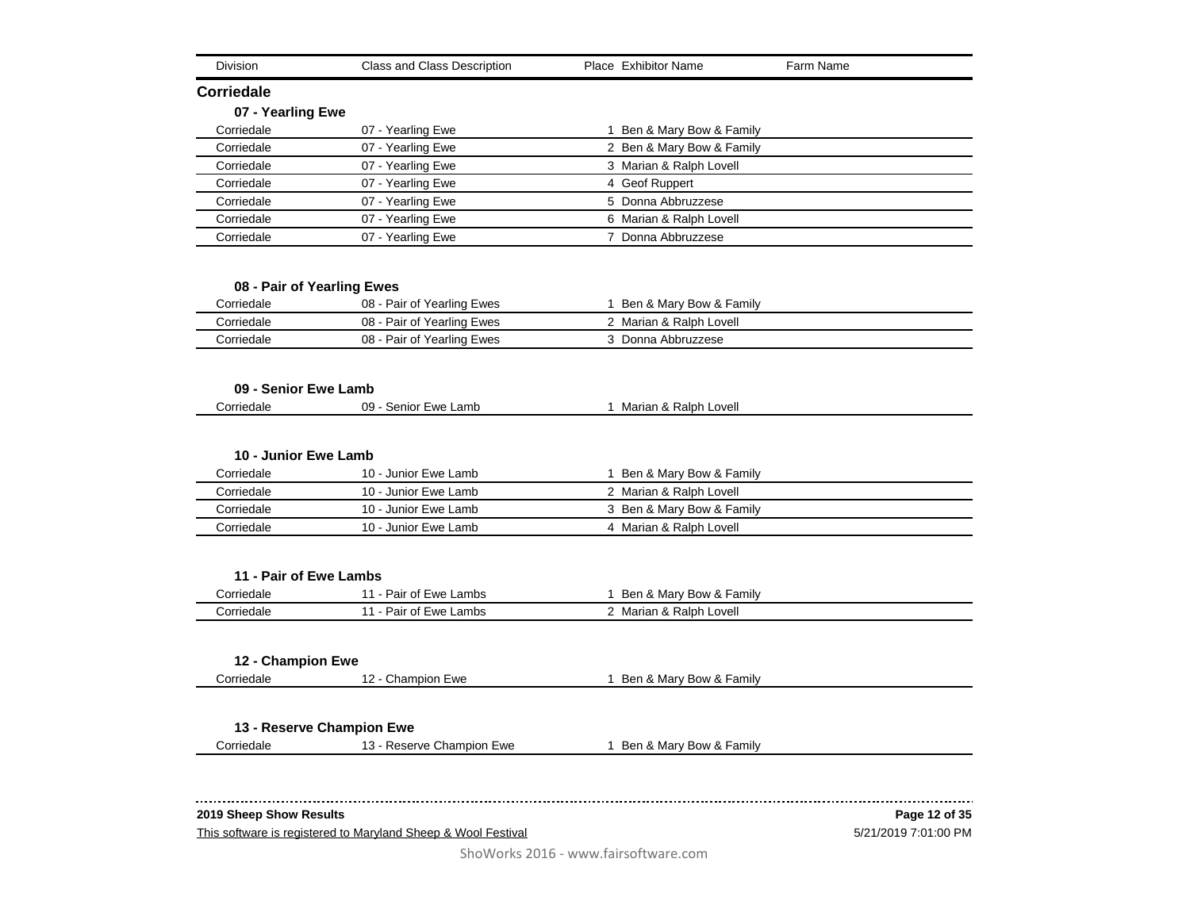| Division | Class and Class Description | Place | Exhibitor Name | Farm Name |
|---|---|---|---|---|

## Corriedale

### 07 - Yearling Ewe

| Division | Class and Class Description | Place | Exhibitor Name | Farm Name |
|---|---|---|---|---|
| Corriedale | 07 - Yearling Ewe | 1 | Ben & Mary Bow & Family | |
| Corriedale | 07 - Yearling Ewe | 2 | Ben & Mary Bow & Family | |
| Corriedale | 07 - Yearling Ewe | 3 | Marian & Ralph Lovell | |
| Corriedale | 07 - Yearling Ewe | 4 | Geof Ruppert | |
| Corriedale | 07 - Yearling Ewe | 5 | Donna Abbruzzese | |
| Corriedale | 07 - Yearling Ewe | 6 | Marian & Ralph Lovell | |
| Corriedale | 07 - Yearling Ewe | 7 | Donna Abbruzzese | |

### 08 - Pair of Yearling Ewes

| Division | Class and Class Description | Place | Exhibitor Name | Farm Name |
|---|---|---|---|---|
| Corriedale | 08 - Pair of Yearling Ewes | 1 | Ben & Mary Bow & Family | |
| Corriedale | 08 - Pair of Yearling Ewes | 2 | Marian & Ralph Lovell | |
| Corriedale | 08 - Pair of Yearling Ewes | 3 | Donna Abbruzzese | |

### 09 - Senior Ewe Lamb

| Division | Class and Class Description | Place | Exhibitor Name | Farm Name |
|---|---|---|---|---|
| Corriedale | 09 - Senior Ewe Lamb | 1 | Marian & Ralph Lovell | |

### 10 - Junior Ewe Lamb

| Division | Class and Class Description | Place | Exhibitor Name | Farm Name |
|---|---|---|---|---|
| Corriedale | 10 - Junior Ewe Lamb | 1 | Ben & Mary Bow & Family | |
| Corriedale | 10 - Junior Ewe Lamb | 2 | Marian & Ralph Lovell | |
| Corriedale | 10 - Junior Ewe Lamb | 3 | Ben & Mary Bow & Family | |
| Corriedale | 10 - Junior Ewe Lamb | 4 | Marian & Ralph Lovell | |

### 11 - Pair of Ewe Lambs

| Division | Class and Class Description | Place | Exhibitor Name | Farm Name |
|---|---|---|---|---|
| Corriedale | 11 - Pair of Ewe Lambs | 1 | Ben & Mary Bow & Family | |
| Corriedale | 11 - Pair of Ewe Lambs | 2 | Marian & Ralph Lovell | |

### 12 - Champion Ewe

| Division | Class and Class Description | Place | Exhibitor Name | Farm Name |
|---|---|---|---|---|
| Corriedale | 12 - Champion Ewe | 1 | Ben & Mary Bow & Family | |

### 13 - Reserve Champion Ewe

| Division | Class and Class Description | Place | Exhibitor Name | Farm Name |
|---|---|---|---|---|
| Corriedale | 13 - Reserve Champion Ewe | 1 | Ben & Mary Bow & Family | |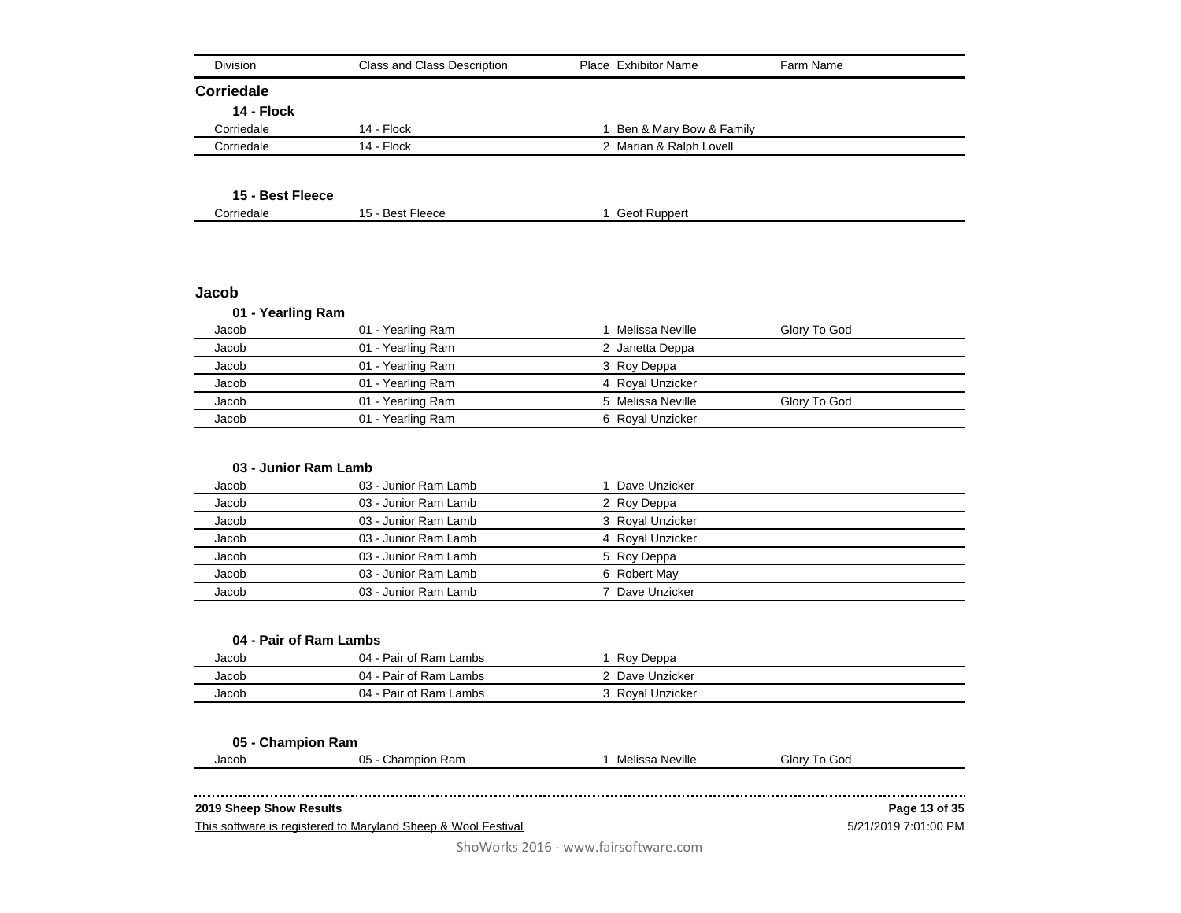| Division | Class and Class Description | Place | Exhibitor Name | Farm Name |
|---|---|---|---|---|

## Corriedale

### 14 - Flock

| Division | Class and Class Description | Place | Exhibitor Name | Farm Name |
|---|---|---|---|---|
| Corriedale | 14 - Flock | 1 | Ben & Mary Bow & Family | |
| Corriedale | 14 - Flock | 2 | Marian & Ralph Lovell | |

### 15 - Best Fleece

| Division | Class and Class Description | Place | Exhibitor Name | Farm Name |
|---|---|---|---|---|
| Corriedale | 15 - Best Fleece | 1 | Geof Ruppert | |

## Jacob

### 01 - Yearling Ram

| Division | Class and Class Description | Place | Exhibitor Name | Farm Name |
|---|---|---|---|---|
| Jacob | 01 - Yearling Ram | 1 | Melissa Neville | Glory To God |
| Jacob | 01 - Yearling Ram | 2 | Janetta Deppa | |
| Jacob | 01 - Yearling Ram | 3 | Roy Deppa | |
| Jacob | 01 - Yearling Ram | 4 | Royal Unzicker | |
| Jacob | 01 - Yearling Ram | 5 | Melissa Neville | Glory To God |
| Jacob | 01 - Yearling Ram | 6 | Royal Unzicker | |

### 03 - Junior Ram Lamb

| Division | Class and Class Description | Place | Exhibitor Name | Farm Name |
|---|---|---|---|---|
| Jacob | 03 - Junior Ram Lamb | 1 | Dave Unzicker | |
| Jacob | 03 - Junior Ram Lamb | 2 | Roy Deppa | |
| Jacob | 03 - Junior Ram Lamb | 3 | Royal Unzicker | |
| Jacob | 03 - Junior Ram Lamb | 4 | Royal Unzicker | |
| Jacob | 03 - Junior Ram Lamb | 5 | Roy Deppa | |
| Jacob | 03 - Junior Ram Lamb | 6 | Robert May | |
| Jacob | 03 - Junior Ram Lamb | 7 | Dave Unzicker | |

### 04 - Pair of Ram Lambs

| Division | Class and Class Description | Place | Exhibitor Name | Farm Name |
|---|---|---|---|---|
| Jacob | 04 - Pair of Ram Lambs | 1 | Roy Deppa | |
| Jacob | 04 - Pair of Ram Lambs | 2 | Dave Unzicker | |
| Jacob | 04 - Pair of Ram Lambs | 3 | Royal Unzicker | |

### 05 - Champion Ram

| Division | Class and Class Description | Place | Exhibitor Name | Farm Name |
|---|---|---|---|---|
| Jacob | 05 - Champion Ram | 1 | Melissa Neville | Glory To God |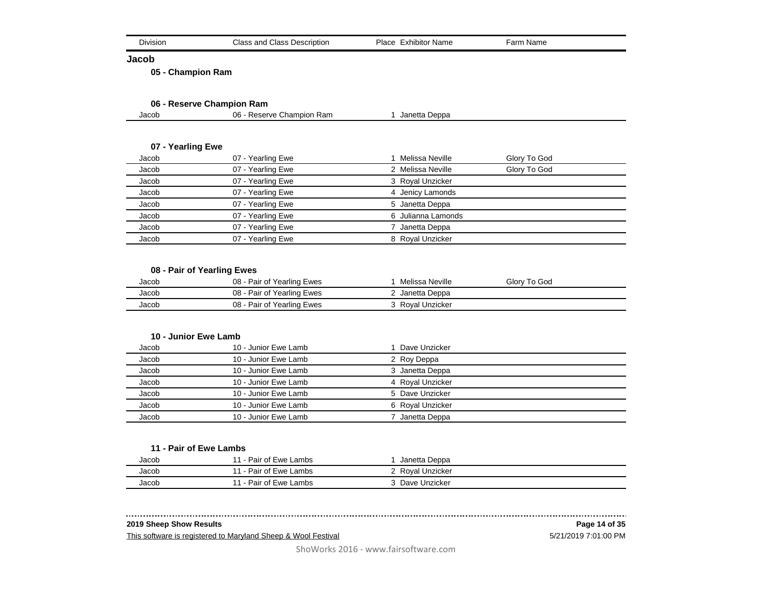| Division | Class and Class Description | Place | Exhibitor Name | Farm Name |
|---|---|---|---|---|

## Jacob

### 05 - Champion Ram

### 06 - Reserve Champion Ram

| Division | Class and Class Description | Place | Exhibitor Name | Farm Name |
|---|---|---|---|---|
| Jacob | 06 - Reserve Champion Ram | 1 | Janetta Deppa | |

### 07 - Yearling Ewe

| Division | Class and Class Description | Place | Exhibitor Name | Farm Name |
|---|---|---|---|---|
| Jacob | 07 - Yearling Ewe | 1 | Melissa Neville | Glory To God |
| Jacob | 07 - Yearling Ewe | 2 | Melissa Neville | Glory To God |
| Jacob | 07 - Yearling Ewe | 3 | Royal Unzicker | |
| Jacob | 07 - Yearling Ewe | 4 | Jenicy Lamonds | |
| Jacob | 07 - Yearling Ewe | 5 | Janetta Deppa | |
| Jacob | 07 - Yearling Ewe | 6 | Julianna Lamonds | |
| Jacob | 07 - Yearling Ewe | 7 | Janetta Deppa | |
| Jacob | 07 - Yearling Ewe | 8 | Royal Unzicker | |

### 08 - Pair of Yearling Ewes

| Division | Class and Class Description | Place | Exhibitor Name | Farm Name |
|---|---|---|---|---|
| Jacob | 08 - Pair of Yearling Ewes | 1 | Melissa Neville | Glory To God |
| Jacob | 08 - Pair of Yearling Ewes | 2 | Janetta Deppa | |
| Jacob | 08 - Pair of Yearling Ewes | 3 | Royal Unzicker | |

### 10 - Junior Ewe Lamb

| Division | Class and Class Description | Place | Exhibitor Name | Farm Name |
|---|---|---|---|---|
| Jacob | 10 - Junior Ewe Lamb | 1 | Dave Unzicker | |
| Jacob | 10 - Junior Ewe Lamb | 2 | Roy Deppa | |
| Jacob | 10 - Junior Ewe Lamb | 3 | Janetta Deppa | |
| Jacob | 10 - Junior Ewe Lamb | 4 | Royal Unzicker | |
| Jacob | 10 - Junior Ewe Lamb | 5 | Dave Unzicker | |
| Jacob | 10 - Junior Ewe Lamb | 6 | Royal Unzicker | |
| Jacob | 10 - Junior Ewe Lamb | 7 | Janetta Deppa | |

### 11 - Pair of Ewe Lambs

| Division | Class and Class Description | Place | Exhibitor Name | Farm Name |
|---|---|---|---|---|
| Jacob | 11 - Pair of Ewe Lambs | 1 | Janetta Deppa | |
| Jacob | 11 - Pair of Ewe Lambs | 2 | Royal Unzicker | |
| Jacob | 11 - Pair of Ewe Lambs | 3 | Dave Unzicker | |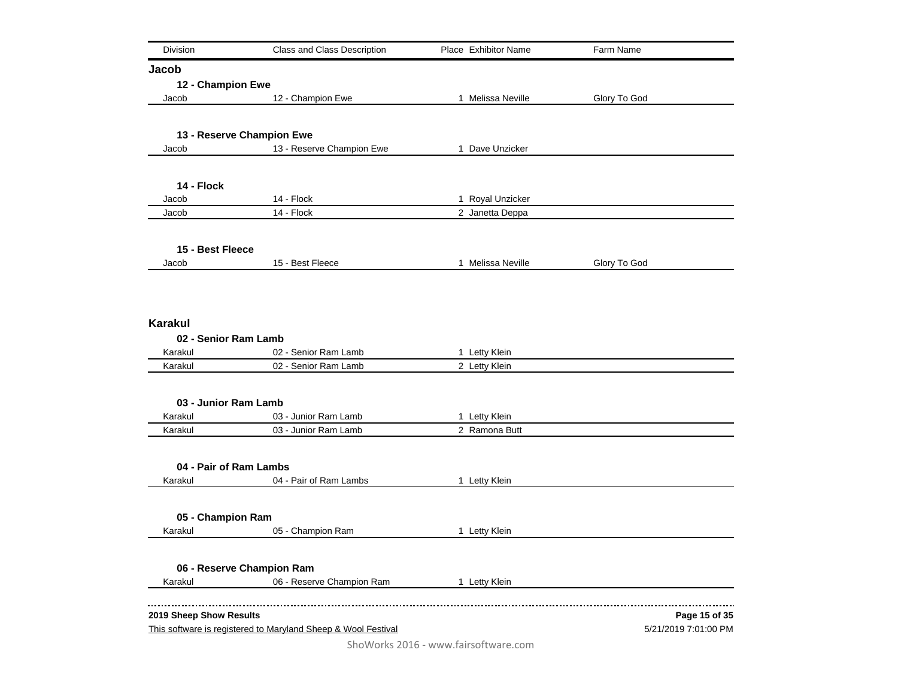| Division | Class and Class Description | Place | Exhibitor Name | Farm Name |
| --- | --- | --- | --- | --- |

## Jacob

### 12 - Champion Ewe

| Division | Class and Class Description | Place | Exhibitor Name | Farm Name |
| --- | --- | --- | --- | --- |
| Jacob | 12 - Champion Ewe | 1 | Melissa Neville | Glory To God |

### 13 - Reserve Champion Ewe

| Division | Class and Class Description | Place | Exhibitor Name | Farm Name |
| --- | --- | --- | --- | --- |
| Jacob | 13 - Reserve Champion Ewe | 1 | Dave Unzicker | |

### 14 - Flock

| Division | Class and Class Description | Place | Exhibitor Name | Farm Name |
| --- | --- | --- | --- | --- |
| Jacob | 14 - Flock | 1 | Royal Unzicker | |
| Jacob | 14 - Flock | 2 | Janetta Deppa | |

### 15 - Best Fleece

| Division | Class and Class Description | Place | Exhibitor Name | Farm Name |
| --- | --- | --- | --- | --- |
| Jacob | 15 - Best Fleece | 1 | Melissa Neville | Glory To God |

## Karakul

### 02 - Senior Ram Lamb

| Division | Class and Class Description | Place | Exhibitor Name | Farm Name |
| --- | --- | --- | --- | --- |
| Karakul | 02 - Senior Ram Lamb | 1 | Letty Klein | |
| Karakul | 02 - Senior Ram Lamb | 2 | Letty Klein | |

### 03 - Junior Ram Lamb

| Division | Class and Class Description | Place | Exhibitor Name | Farm Name |
| --- | --- | --- | --- | --- |
| Karakul | 03 - Junior Ram Lamb | 1 | Letty Klein | |
| Karakul | 03 - Junior Ram Lamb | 2 | Ramona Butt | |

### 04 - Pair of Ram Lambs

| Division | Class and Class Description | Place | Exhibitor Name | Farm Name |
| --- | --- | --- | --- | --- |
| Karakul | 04 - Pair of Ram Lambs | 1 | Letty Klein | |

### 05 - Champion Ram

| Division | Class and Class Description | Place | Exhibitor Name | Farm Name |
| --- | --- | --- | --- | --- |
| Karakul | 05 - Champion Ram | 1 | Letty Klein | |

### 06 - Reserve Champion Ram

| Division | Class and Class Description | Place | Exhibitor Name | Farm Name |
| --- | --- | --- | --- | --- |
| Karakul | 06 - Reserve Champion Ram | 1 | Letty Klein | |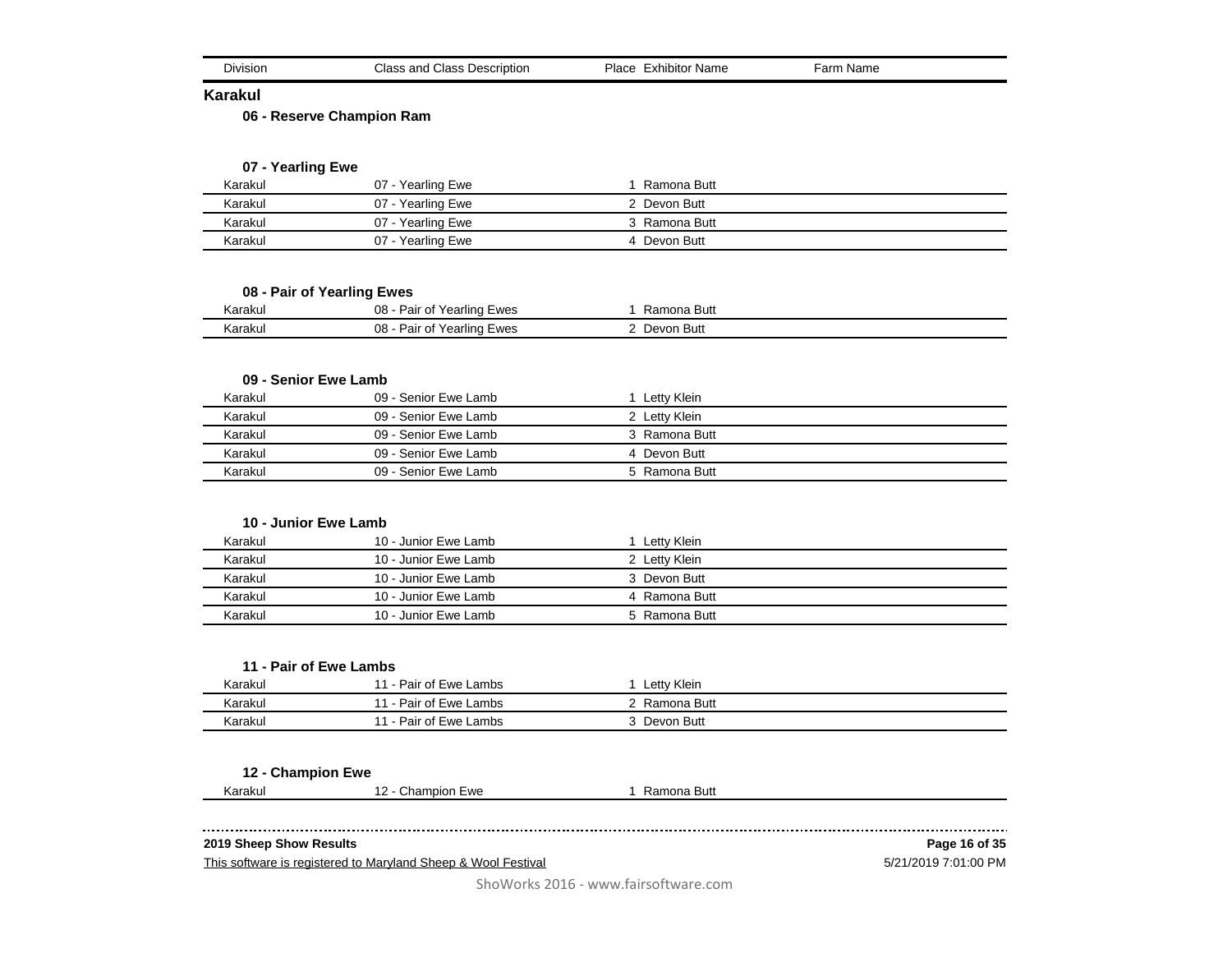| Division | Class and Class Description | Place | Exhibitor Name | Farm Name |
|---|---|---|---|---|

## Karakul

### 06 - Reserve Champion Ram

### 07 - Yearling Ewe

| Division | Class and Class Description | Place | Exhibitor Name | Farm Name |
|---|---|---|---|---|
| Karakul | 07 - Yearling Ewe | 1 | Ramona Butt | |
| Karakul | 07 - Yearling Ewe | 2 | Devon Butt | |
| Karakul | 07 - Yearling Ewe | 3 | Ramona Butt | |
| Karakul | 07 - Yearling Ewe | 4 | Devon Butt | |

### 08 - Pair of Yearling Ewes

| Division | Class and Class Description | Place | Exhibitor Name | Farm Name |
|---|---|---|---|---|
| Karakul | 08 - Pair of Yearling Ewes | 1 | Ramona Butt | |
| Karakul | 08 - Pair of Yearling Ewes | 2 | Devon Butt | |

### 09 - Senior Ewe Lamb

| Division | Class and Class Description | Place | Exhibitor Name | Farm Name |
|---|---|---|---|---|
| Karakul | 09 - Senior Ewe Lamb | 1 | Letty Klein | |
| Karakul | 09 - Senior Ewe Lamb | 2 | Letty Klein | |
| Karakul | 09 - Senior Ewe Lamb | 3 | Ramona Butt | |
| Karakul | 09 - Senior Ewe Lamb | 4 | Devon Butt | |
| Karakul | 09 - Senior Ewe Lamb | 5 | Ramona Butt | |

### 10 - Junior Ewe Lamb

| Division | Class and Class Description | Place | Exhibitor Name | Farm Name |
|---|---|---|---|---|
| Karakul | 10 - Junior Ewe Lamb | 1 | Letty Klein | |
| Karakul | 10 - Junior Ewe Lamb | 2 | Letty Klein | |
| Karakul | 10 - Junior Ewe Lamb | 3 | Devon Butt | |
| Karakul | 10 - Junior Ewe Lamb | 4 | Ramona Butt | |
| Karakul | 10 - Junior Ewe Lamb | 5 | Ramona Butt | |

### 11 - Pair of Ewe Lambs

| Division | Class and Class Description | Place | Exhibitor Name | Farm Name |
|---|---|---|---|---|
| Karakul | 11 - Pair of Ewe Lambs | 1 | Letty Klein | |
| Karakul | 11 - Pair of Ewe Lambs | 2 | Ramona Butt | |
| Karakul | 11 - Pair of Ewe Lambs | 3 | Devon Butt | |

### 12 - Champion Ewe

| Division | Class and Class Description | Place | Exhibitor Name | Farm Name |
|---|---|---|---|---|
| Karakul | 12 - Champion Ewe | 1 | Ramona Butt | |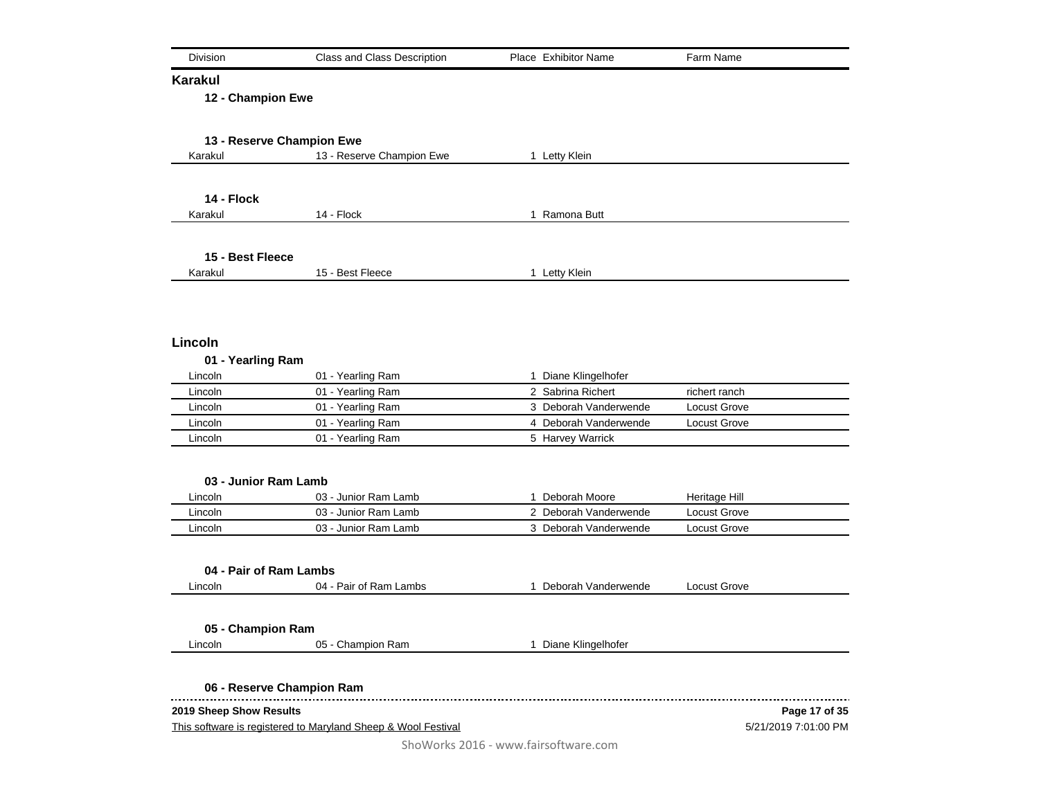| Division | Class and Class Description | Place | Exhibitor Name | Farm Name |
|---|---|---|---|---|

## Karakul

### 12 - Champion Ewe

### 13 - Reserve Champion Ewe

| Division | Class and Class Description | Place | Exhibitor Name | Farm Name |
|---|---|---|---|---|
| Karakul | 13 - Reserve Champion Ewe | 1 | Letty Klein | |

### 14 - Flock

| Division | Class and Class Description | Place | Exhibitor Name | Farm Name |
|---|---|---|---|---|
| Karakul | 14 - Flock | 1 | Ramona Butt | |

### 15 - Best Fleece

| Division | Class and Class Description | Place | Exhibitor Name | Farm Name |
|---|---|---|---|---|
| Karakul | 15 - Best Fleece | 1 | Letty Klein | |

## Lincoln

### 01 - Yearling Ram

| Division | Class and Class Description | Place | Exhibitor Name | Farm Name |
|---|---|---|---|---|
| Lincoln | 01 - Yearling Ram | 1 | Diane Klingelhofer | |
| Lincoln | 01 - Yearling Ram | 2 | Sabrina Richert | richert ranch |
| Lincoln | 01 - Yearling Ram | 3 | Deborah Vanderwende | Locust Grove |
| Lincoln | 01 - Yearling Ram | 4 | Deborah Vanderwende | Locust Grove |
| Lincoln | 01 - Yearling Ram | 5 | Harvey Warrick | |

### 03 - Junior Ram Lamb

| Division | Class and Class Description | Place | Exhibitor Name | Farm Name |
|---|---|---|---|---|
| Lincoln | 03 - Junior Ram Lamb | 1 | Deborah Moore | Heritage Hill |
| Lincoln | 03 - Junior Ram Lamb | 2 | Deborah Vanderwende | Locust Grove |
| Lincoln | 03 - Junior Ram Lamb | 3 | Deborah Vanderwende | Locust Grove |

### 04 - Pair of Ram Lambs

| Division | Class and Class Description | Place | Exhibitor Name | Farm Name |
|---|---|---|---|---|
| Lincoln | 04 - Pair of Ram Lambs | 1 | Deborah Vanderwende | Locust Grove |

### 05 - Champion Ram

| Division | Class and Class Description | Place | Exhibitor Name | Farm Name |
|---|---|---|---|---|
| Lincoln | 05 - Champion Ram | 1 | Diane Klingelhofer | |

### 06 - Reserve Champion Ram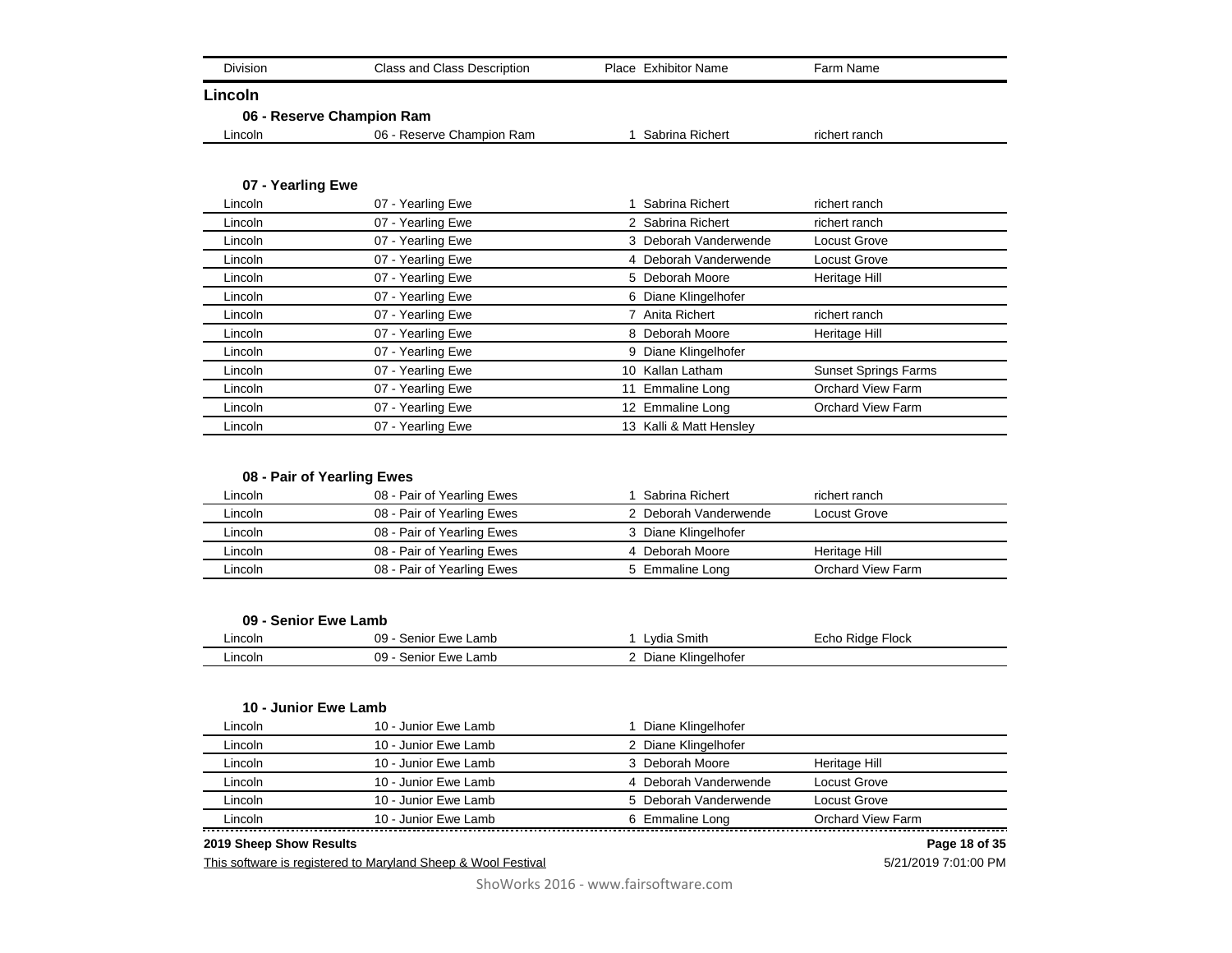| Division | Class and Class Description | Place | Exhibitor Name | Farm Name |
|---|---|---|---|---|

## Lincoln

### 06 - Reserve Champion Ram

| Division | Class and Class Description | Place | Exhibitor Name | Farm Name |
|---|---|---|---|---|
| Lincoln | 06 - Reserve Champion Ram | 1 | Sabrina Richert | richert ranch |

### 07 - Yearling Ewe

| Division | Class and Class Description | Place | Exhibitor Name | Farm Name |
|---|---|---|---|---|
| Lincoln | 07 - Yearling Ewe | 1 | Sabrina Richert | richert ranch |
| Lincoln | 07 - Yearling Ewe | 2 | Sabrina Richert | richert ranch |
| Lincoln | 07 - Yearling Ewe | 3 | Deborah Vanderwende | Locust Grove |
| Lincoln | 07 - Yearling Ewe | 4 | Deborah Vanderwende | Locust Grove |
| Lincoln | 07 - Yearling Ewe | 5 | Deborah Moore | Heritage Hill |
| Lincoln | 07 - Yearling Ewe | 6 | Diane Klingelhofer | |
| Lincoln | 07 - Yearling Ewe | 7 | Anita Richert | richert ranch |
| Lincoln | 07 - Yearling Ewe | 8 | Deborah Moore | Heritage Hill |
| Lincoln | 07 - Yearling Ewe | 9 | Diane Klingelhofer | |
| Lincoln | 07 - Yearling Ewe | 10 | Kallan Latham | Sunset Springs Farms |
| Lincoln | 07 - Yearling Ewe | 11 | Emmaline Long | Orchard View Farm |
| Lincoln | 07 - Yearling Ewe | 12 | Emmaline Long | Orchard View Farm |
| Lincoln | 07 - Yearling Ewe | 13 | Kalli & Matt Hensley | |

### 08 - Pair of Yearling Ewes

| Division | Class and Class Description | Place | Exhibitor Name | Farm Name |
|---|---|---|---|---|
| Lincoln | 08 - Pair of Yearling Ewes | 1 | Sabrina Richert | richert ranch |
| Lincoln | 08 - Pair of Yearling Ewes | 2 | Deborah Vanderwende | Locust Grove |
| Lincoln | 08 - Pair of Yearling Ewes | 3 | Diane Klingelhofer | |
| Lincoln | 08 - Pair of Yearling Ewes | 4 | Deborah Moore | Heritage Hill |
| Lincoln | 08 - Pair of Yearling Ewes | 5 | Emmaline Long | Orchard View Farm |

### 09 - Senior Ewe Lamb

| Division | Class and Class Description | Place | Exhibitor Name | Farm Name |
|---|---|---|---|---|
| Lincoln | 09 - Senior Ewe Lamb | 1 | Lydia Smith | Echo Ridge Flock |
| Lincoln | 09 - Senior Ewe Lamb | 2 | Diane Klingelhofer | |

### 10 - Junior Ewe Lamb

| Division | Class and Class Description | Place | Exhibitor Name | Farm Name |
|---|---|---|---|---|
| Lincoln | 10 - Junior Ewe Lamb | 1 | Diane Klingelhofer | |
| Lincoln | 10 - Junior Ewe Lamb | 2 | Diane Klingelhofer | |
| Lincoln | 10 - Junior Ewe Lamb | 3 | Deborah Moore | Heritage Hill |
| Lincoln | 10 - Junior Ewe Lamb | 4 | Deborah Vanderwende | Locust Grove |
| Lincoln | 10 - Junior Ewe Lamb | 5 | Deborah Vanderwende | Locust Grove |
| Lincoln | 10 - Junior Ewe Lamb | 6 | Emmaline Long | Orchard View Farm |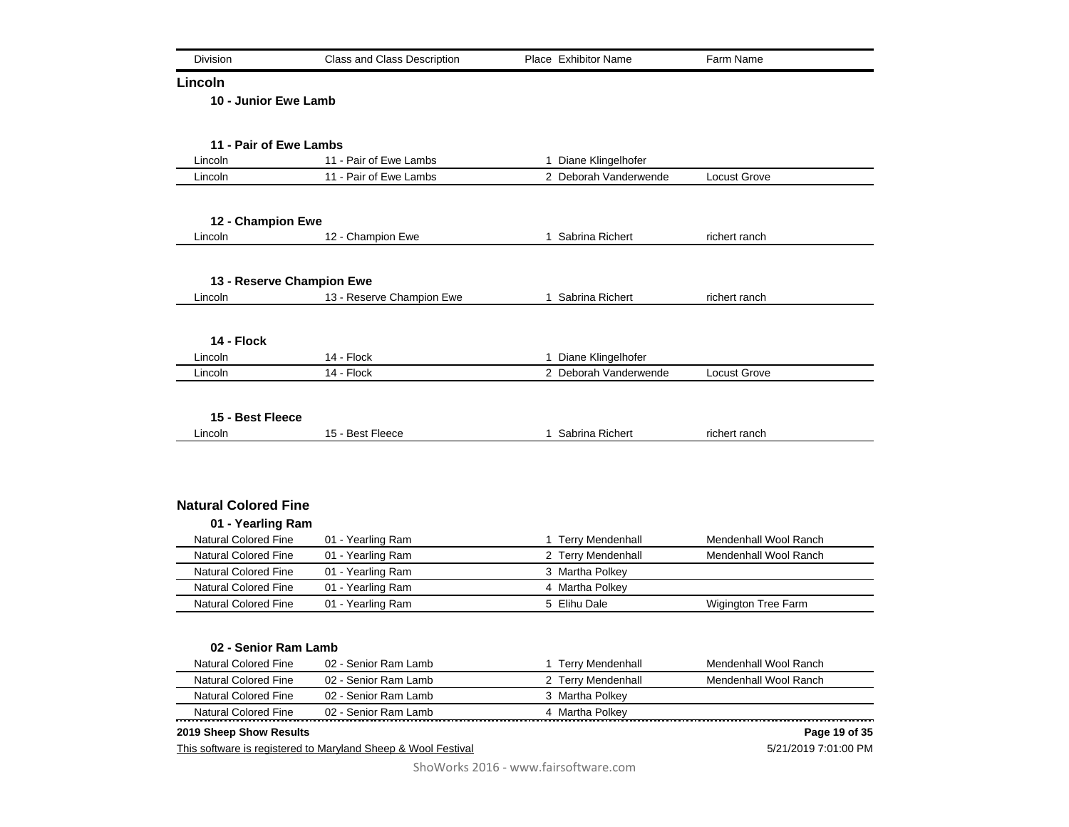| Division | Class and Class Description | Place | Exhibitor Name | Farm Name |
|---|---|---|---|---|

## Lincoln

### 10 - Junior Ewe Lamb

### 11 - Pair of Ewe Lambs

| Division | Class and Class Description | Place | Exhibitor Name | Farm Name |
|---|---|---|---|---|
| Lincoln | 11 - Pair of Ewe Lambs | 1 | Diane Klingelhofer | |
| Lincoln | 11 - Pair of Ewe Lambs | 2 | Deborah Vanderwende | Locust Grove |

### 12 - Champion Ewe

| Division | Class and Class Description | Place | Exhibitor Name | Farm Name |
|---|---|---|---|---|
| Lincoln | 12 - Champion Ewe | 1 | Sabrina Richert | richert ranch |

### 13 - Reserve Champion Ewe

| Division | Class and Class Description | Place | Exhibitor Name | Farm Name |
|---|---|---|---|---|
| Lincoln | 13 - Reserve Champion Ewe | 1 | Sabrina Richert | richert ranch |

### 14 - Flock

| Division | Class and Class Description | Place | Exhibitor Name | Farm Name |
|---|---|---|---|---|
| Lincoln | 14 - Flock | 1 | Diane Klingelhofer | |
| Lincoln | 14 - Flock | 2 | Deborah Vanderwende | Locust Grove |

### 15 - Best Fleece

| Division | Class and Class Description | Place | Exhibitor Name | Farm Name |
|---|---|---|---|---|
| Lincoln | 15 - Best Fleece | 1 | Sabrina Richert | richert ranch |

## Natural Colored Fine

### 01 - Yearling Ram

| Division | Class and Class Description | Place | Exhibitor Name | Farm Name |
|---|---|---|---|---|
| Natural Colored Fine | 01 - Yearling Ram | 1 | Terry Mendenhall | Mendenhall Wool Ranch |
| Natural Colored Fine | 01 - Yearling Ram | 2 | Terry Mendenhall | Mendenhall Wool Ranch |
| Natural Colored Fine | 01 - Yearling Ram | 3 | Martha Polkey | |
| Natural Colored Fine | 01 - Yearling Ram | 4 | Martha Polkey | |
| Natural Colored Fine | 01 - Yearling Ram | 5 | Elihu Dale | Wigington Tree Farm |

### 02 - Senior Ram Lamb

| Division | Class and Class Description | Place | Exhibitor Name | Farm Name |
|---|---|---|---|---|
| Natural Colored Fine | 02 - Senior Ram Lamb | 1 | Terry Mendenhall | Mendenhall Wool Ranch |
| Natural Colored Fine | 02 - Senior Ram Lamb | 2 | Terry Mendenhall | Mendenhall Wool Ranch |
| Natural Colored Fine | 02 - Senior Ram Lamb | 3 | Martha Polkey | |
| Natural Colored Fine | 02 - Senior Ram Lamb | 4 | Martha Polkey | |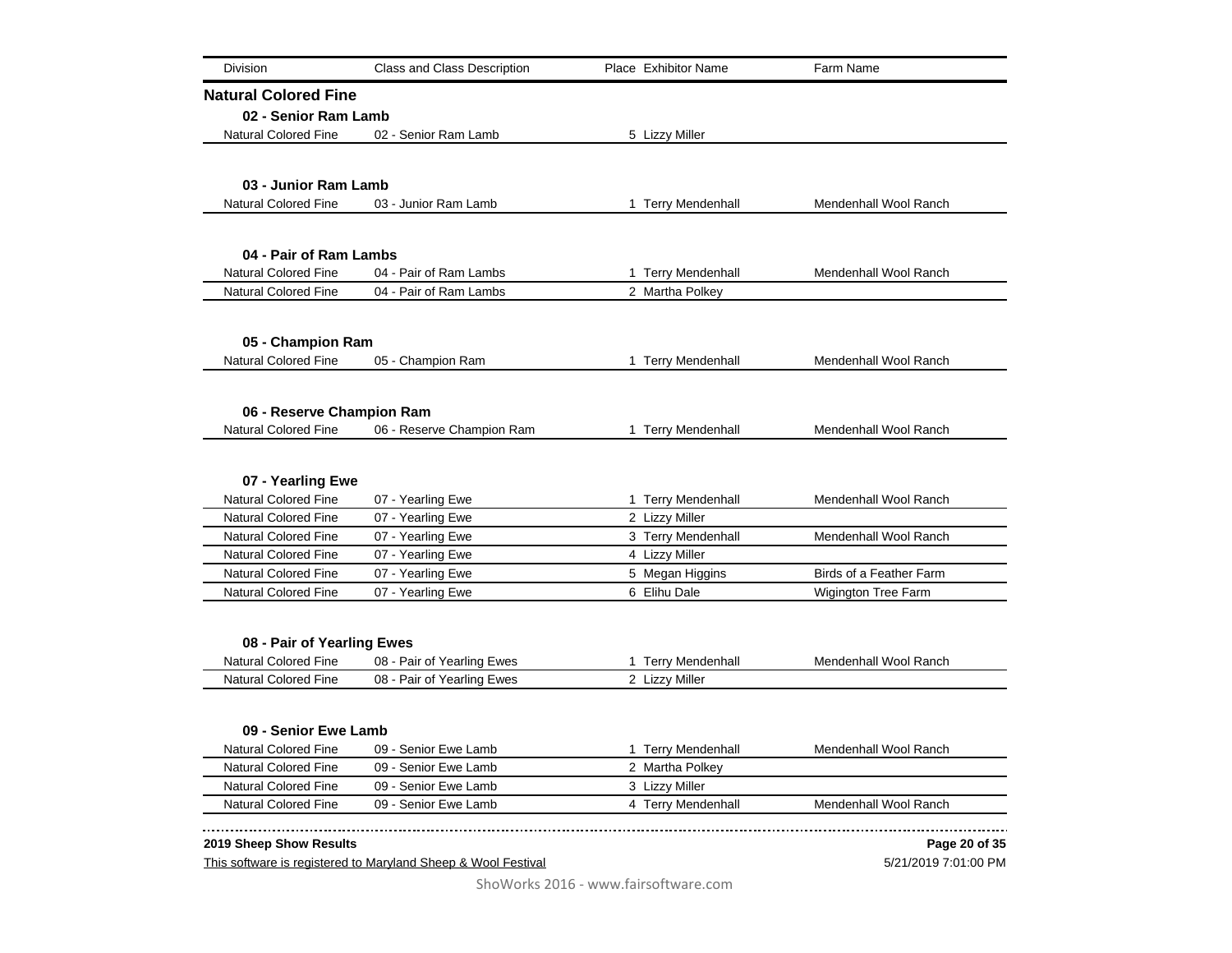| Division | Class and Class Description | Place | Exhibitor Name | Farm Name |
| --- | --- | --- | --- | --- |

## Natural Colored Fine

### 02 - Senior Ram Lamb

| Division | Class and Class Description | Place | Exhibitor Name | Farm Name |
| --- | --- | --- | --- | --- |
| Natural Colored Fine | 02 - Senior Ram Lamb | 5 | Lizzy Miller | |

### 03 - Junior Ram Lamb

| Division | Class and Class Description | Place | Exhibitor Name | Farm Name |
| --- | --- | --- | --- | --- |
| Natural Colored Fine | 03 - Junior Ram Lamb | 1 | Terry Mendenhall | Mendenhall Wool Ranch |

### 04 - Pair of Ram Lambs

| Division | Class and Class Description | Place | Exhibitor Name | Farm Name |
| --- | --- | --- | --- | --- |
| Natural Colored Fine | 04 - Pair of Ram Lambs | 1 | Terry Mendenhall | Mendenhall Wool Ranch |
| Natural Colored Fine | 04 - Pair of Ram Lambs | 2 | Martha Polkey | |

### 05 - Champion Ram

| Division | Class and Class Description | Place | Exhibitor Name | Farm Name |
| --- | --- | --- | --- | --- |
| Natural Colored Fine | 05 - Champion Ram | 1 | Terry Mendenhall | Mendenhall Wool Ranch |

### 06 - Reserve Champion Ram

| Division | Class and Class Description | Place | Exhibitor Name | Farm Name |
| --- | --- | --- | --- | --- |
| Natural Colored Fine | 06 - Reserve Champion Ram | 1 | Terry Mendenhall | Mendenhall Wool Ranch |

### 07 - Yearling Ewe

| Division | Class and Class Description | Place | Exhibitor Name | Farm Name |
| --- | --- | --- | --- | --- |
| Natural Colored Fine | 07 - Yearling Ewe | 1 | Terry Mendenhall | Mendenhall Wool Ranch |
| Natural Colored Fine | 07 - Yearling Ewe | 2 | Lizzy Miller | |
| Natural Colored Fine | 07 - Yearling Ewe | 3 | Terry Mendenhall | Mendenhall Wool Ranch |
| Natural Colored Fine | 07 - Yearling Ewe | 4 | Lizzy Miller | |
| Natural Colored Fine | 07 - Yearling Ewe | 5 | Megan Higgins | Birds of a Feather Farm |
| Natural Colored Fine | 07 - Yearling Ewe | 6 | Elihu Dale | Wigington Tree Farm |

### 08 - Pair of Yearling Ewes

| Division | Class and Class Description | Place | Exhibitor Name | Farm Name |
| --- | --- | --- | --- | --- |
| Natural Colored Fine | 08 - Pair of Yearling Ewes | 1 | Terry Mendenhall | Mendenhall Wool Ranch |
| Natural Colored Fine | 08 - Pair of Yearling Ewes | 2 | Lizzy Miller | |

### 09 - Senior Ewe Lamb

| Division | Class and Class Description | Place | Exhibitor Name | Farm Name |
| --- | --- | --- | --- | --- |
| Natural Colored Fine | 09 - Senior Ewe Lamb | 1 | Terry Mendenhall | Mendenhall Wool Ranch |
| Natural Colored Fine | 09 - Senior Ewe Lamb | 2 | Martha Polkey | |
| Natural Colored Fine | 09 - Senior Ewe Lamb | 3 | Lizzy Miller | |
| Natural Colored Fine | 09 - Senior Ewe Lamb | 4 | Terry Mendenhall | Mendenhall Wool Ranch |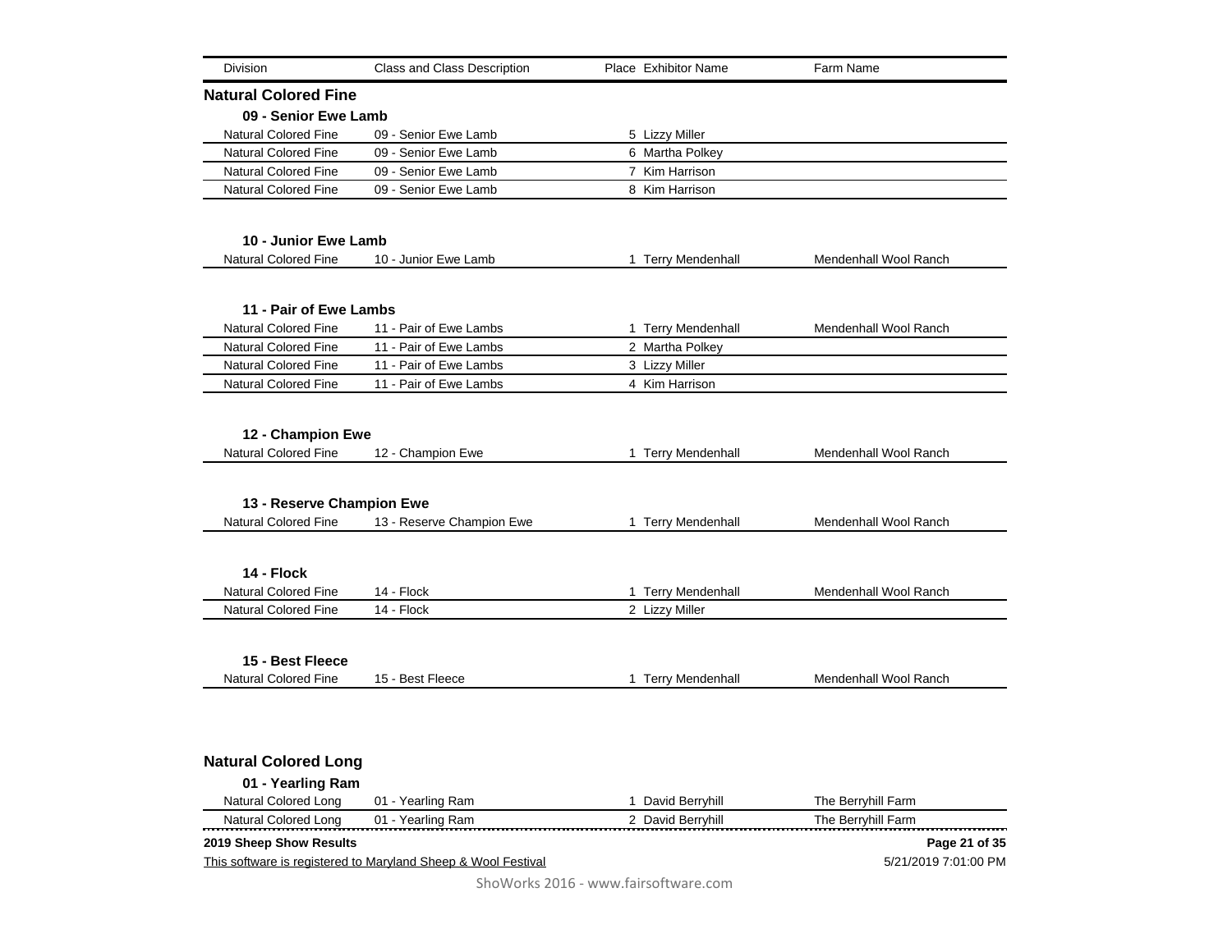| Division | Class and Class Description | Place | Exhibitor Name | Farm Name |
|---|---|---|---|---|

## Natural Colored Fine

### 09 - Senior Ewe Lamb

| Division | Class and Class Description | Place | Exhibitor Name | Farm Name |
|---|---|---|---|---|
| Natural Colored Fine | 09 - Senior Ewe Lamb | 5 | Lizzy Miller | |
| Natural Colored Fine | 09 - Senior Ewe Lamb | 6 | Martha Polkey | |
| Natural Colored Fine | 09 - Senior Ewe Lamb | 7 | Kim Harrison | |
| Natural Colored Fine | 09 - Senior Ewe Lamb | 8 | Kim Harrison | |

### 10 - Junior Ewe Lamb

| Division | Class and Class Description | Place | Exhibitor Name | Farm Name |
|---|---|---|---|---|
| Natural Colored Fine | 10 - Junior Ewe Lamb | 1 | Terry Mendenhall | Mendenhall Wool Ranch |

### 11 - Pair of Ewe Lambs

| Division | Class and Class Description | Place | Exhibitor Name | Farm Name |
|---|---|---|---|---|
| Natural Colored Fine | 11 - Pair of Ewe Lambs | 1 | Terry Mendenhall | Mendenhall Wool Ranch |
| Natural Colored Fine | 11 - Pair of Ewe Lambs | 2 | Martha Polkey | |
| Natural Colored Fine | 11 - Pair of Ewe Lambs | 3 | Lizzy Miller | |
| Natural Colored Fine | 11 - Pair of Ewe Lambs | 4 | Kim Harrison | |

### 12 - Champion Ewe

| Division | Class and Class Description | Place | Exhibitor Name | Farm Name |
|---|---|---|---|---|
| Natural Colored Fine | 12 - Champion Ewe | 1 | Terry Mendenhall | Mendenhall Wool Ranch |

### 13 - Reserve Champion Ewe

| Division | Class and Class Description | Place | Exhibitor Name | Farm Name |
|---|---|---|---|---|
| Natural Colored Fine | 13 - Reserve Champion Ewe | 1 | Terry Mendenhall | Mendenhall Wool Ranch |

### 14 - Flock

| Division | Class and Class Description | Place | Exhibitor Name | Farm Name |
|---|---|---|---|---|
| Natural Colored Fine | 14 - Flock | 1 | Terry Mendenhall | Mendenhall Wool Ranch |
| Natural Colored Fine | 14 - Flock | 2 | Lizzy Miller | |

### 15 - Best Fleece

| Division | Class and Class Description | Place | Exhibitor Name | Farm Name |
|---|---|---|---|---|
| Natural Colored Fine | 15 - Best Fleece | 1 | Terry Mendenhall | Mendenhall Wool Ranch |

## Natural Colored Long

### 01 - Yearling Ram

| Division | Class and Class Description | Place | Exhibitor Name | Farm Name |
|---|---|---|---|---|
| Natural Colored Long | 01 - Yearling Ram | 1 | David Berryhill | The Berryhill Farm |
| Natural Colored Long | 01 - Yearling Ram | 2 | David Berryhill | The Berryhill Farm |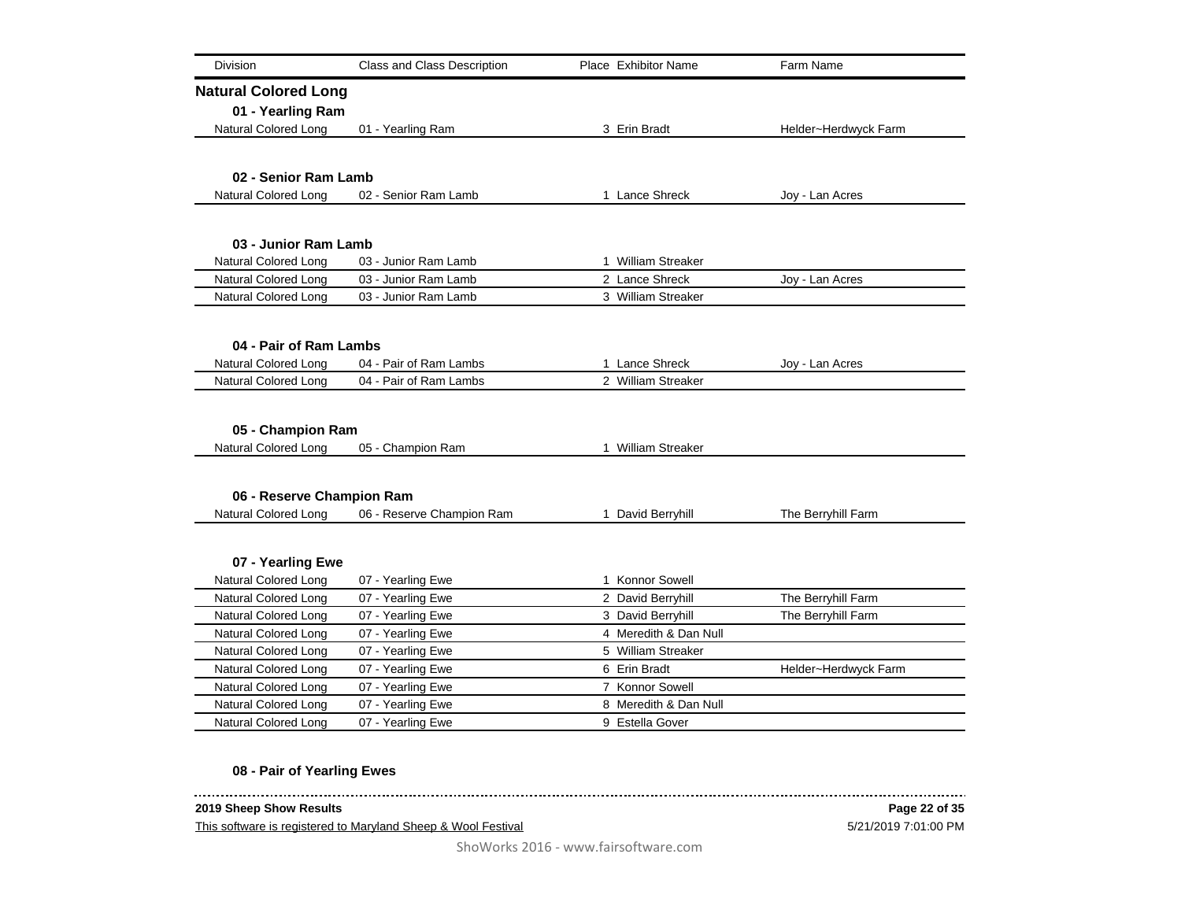| Division | Class and Class Description | Place | Exhibitor Name | Farm Name |
|---|---|---|---|---|

## Natural Colored Long

### 01 - Yearling Ram

| Division | Class and Class Description | Place | Exhibitor Name | Farm Name |
|---|---|---|---|---|
| Natural Colored Long | 01 - Yearling Ram | 3 | Erin Bradt | Helder~Herdwyck Farm |

### 02 - Senior Ram Lamb

| Division | Class and Class Description | Place | Exhibitor Name | Farm Name |
|---|---|---|---|---|
| Natural Colored Long | 02 - Senior Ram Lamb | 1 | Lance Shreck | Joy - Lan Acres |

### 03 - Junior Ram Lamb

| Division | Class and Class Description | Place | Exhibitor Name | Farm Name |
|---|---|---|---|---|
| Natural Colored Long | 03 - Junior Ram Lamb | 1 | William Streaker | |
| Natural Colored Long | 03 - Junior Ram Lamb | 2 | Lance Shreck | Joy - Lan Acres |
| Natural Colored Long | 03 - Junior Ram Lamb | 3 | William Streaker | |

### 04 - Pair of Ram Lambs

| Division | Class and Class Description | Place | Exhibitor Name | Farm Name |
|---|---|---|---|---|
| Natural Colored Long | 04 - Pair of Ram Lambs | 1 | Lance Shreck | Joy - Lan Acres |
| Natural Colored Long | 04 - Pair of Ram Lambs | 2 | William Streaker | |

### 05 - Champion Ram

| Division | Class and Class Description | Place | Exhibitor Name | Farm Name |
|---|---|---|---|---|
| Natural Colored Long | 05 - Champion Ram | 1 | William Streaker | |

### 06 - Reserve Champion Ram

| Division | Class and Class Description | Place | Exhibitor Name | Farm Name |
|---|---|---|---|---|
| Natural Colored Long | 06 - Reserve Champion Ram | 1 | David Berryhill | The Berryhill Farm |

### 07 - Yearling Ewe

| Division | Class and Class Description | Place | Exhibitor Name | Farm Name |
|---|---|---|---|---|
| Natural Colored Long | 07 - Yearling Ewe | 1 | Konnor Sowell | |
| Natural Colored Long | 07 - Yearling Ewe | 2 | David Berryhill | The Berryhill Farm |
| Natural Colored Long | 07 - Yearling Ewe | 3 | David Berryhill | The Berryhill Farm |
| Natural Colored Long | 07 - Yearling Ewe | 4 | Meredith & Dan Null | |
| Natural Colored Long | 07 - Yearling Ewe | 5 | William Streaker | |
| Natural Colored Long | 07 - Yearling Ewe | 6 | Erin Bradt | Helder~Herdwyck Farm |
| Natural Colored Long | 07 - Yearling Ewe | 7 | Konnor Sowell | |
| Natural Colored Long | 07 - Yearling Ewe | 8 | Meredith & Dan Null | |
| Natural Colored Long | 07 - Yearling Ewe | 9 | Estella Gover | |

### 08 - Pair of Yearling Ewes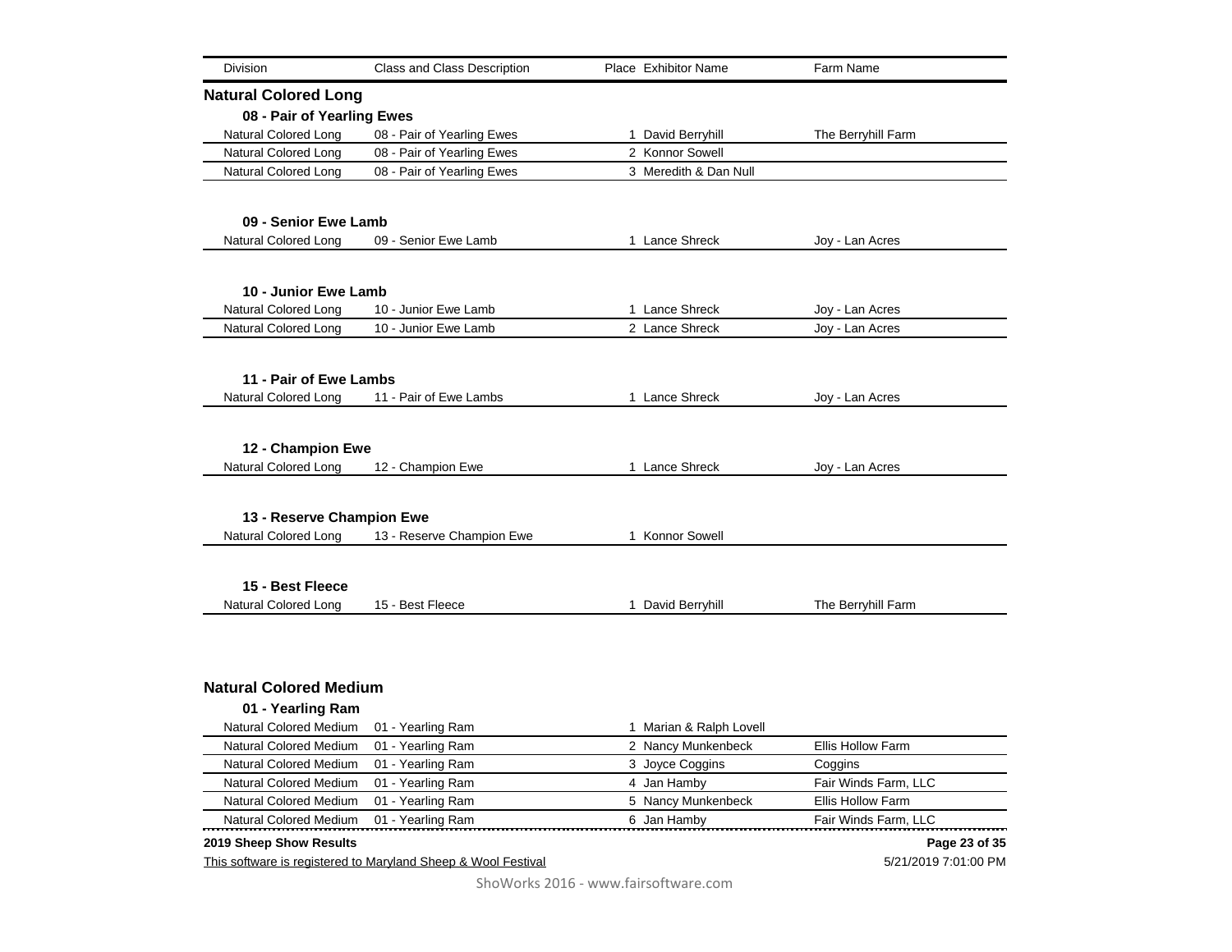| Division | Class and Class Description | Place | Exhibitor Name | Farm Name |
|---|---|---|---|---|

## Natural Colored Long

### 08 - Pair of Yearling Ewes

| Division | Class and Class Description | Place | Exhibitor Name | Farm Name |
|---|---|---|---|---|
| Natural Colored Long | 08 - Pair of Yearling Ewes | 1 | David Berryhill | The Berryhill Farm |
| Natural Colored Long | 08 - Pair of Yearling Ewes | 2 | Konnor Sowell | |
| Natural Colored Long | 08 - Pair of Yearling Ewes | 3 | Meredith & Dan Null | |

### 09 - Senior Ewe Lamb

| Division | Class and Class Description | Place | Exhibitor Name | Farm Name |
|---|---|---|---|---|
| Natural Colored Long | 09 - Senior Ewe Lamb | 1 | Lance Shreck | Joy - Lan Acres |

### 10 - Junior Ewe Lamb

| Division | Class and Class Description | Place | Exhibitor Name | Farm Name |
|---|---|---|---|---|
| Natural Colored Long | 10 - Junior Ewe Lamb | 1 | Lance Shreck | Joy - Lan Acres |
| Natural Colored Long | 10 - Junior Ewe Lamb | 2 | Lance Shreck | Joy - Lan Acres |

### 11 - Pair of Ewe Lambs

| Division | Class and Class Description | Place | Exhibitor Name | Farm Name |
|---|---|---|---|---|
| Natural Colored Long | 11 - Pair of Ewe Lambs | 1 | Lance Shreck | Joy - Lan Acres |

### 12 - Champion Ewe

| Division | Class and Class Description | Place | Exhibitor Name | Farm Name |
|---|---|---|---|---|
| Natural Colored Long | 12 - Champion Ewe | 1 | Lance Shreck | Joy - Lan Acres |

### 13 - Reserve Champion Ewe

| Division | Class and Class Description | Place | Exhibitor Name | Farm Name |
|---|---|---|---|---|
| Natural Colored Long | 13 - Reserve Champion Ewe | 1 | Konnor Sowell | |

### 15 - Best Fleece

| Division | Class and Class Description | Place | Exhibitor Name | Farm Name |
|---|---|---|---|---|
| Natural Colored Long | 15 - Best Fleece | 1 | David Berryhill | The Berryhill Farm |

## Natural Colored Medium

### 01 - Yearling Ram

| Division | Class and Class Description | Place | Exhibitor Name | Farm Name |
|---|---|---|---|---|
| Natural Colored Medium | 01 - Yearling Ram | 1 | Marian & Ralph Lovell | |
| Natural Colored Medium | 01 - Yearling Ram | 2 | Nancy Munkenbeck | Ellis Hollow Farm |
| Natural Colored Medium | 01 - Yearling Ram | 3 | Joyce Coggins | Coggins |
| Natural Colored Medium | 01 - Yearling Ram | 4 | Jan Hamby | Fair Winds Farm, LLC |
| Natural Colored Medium | 01 - Yearling Ram | 5 | Nancy Munkenbeck | Ellis Hollow Farm |
| Natural Colored Medium | 01 - Yearling Ram | 6 | Jan Hamby | Fair Winds Farm, LLC |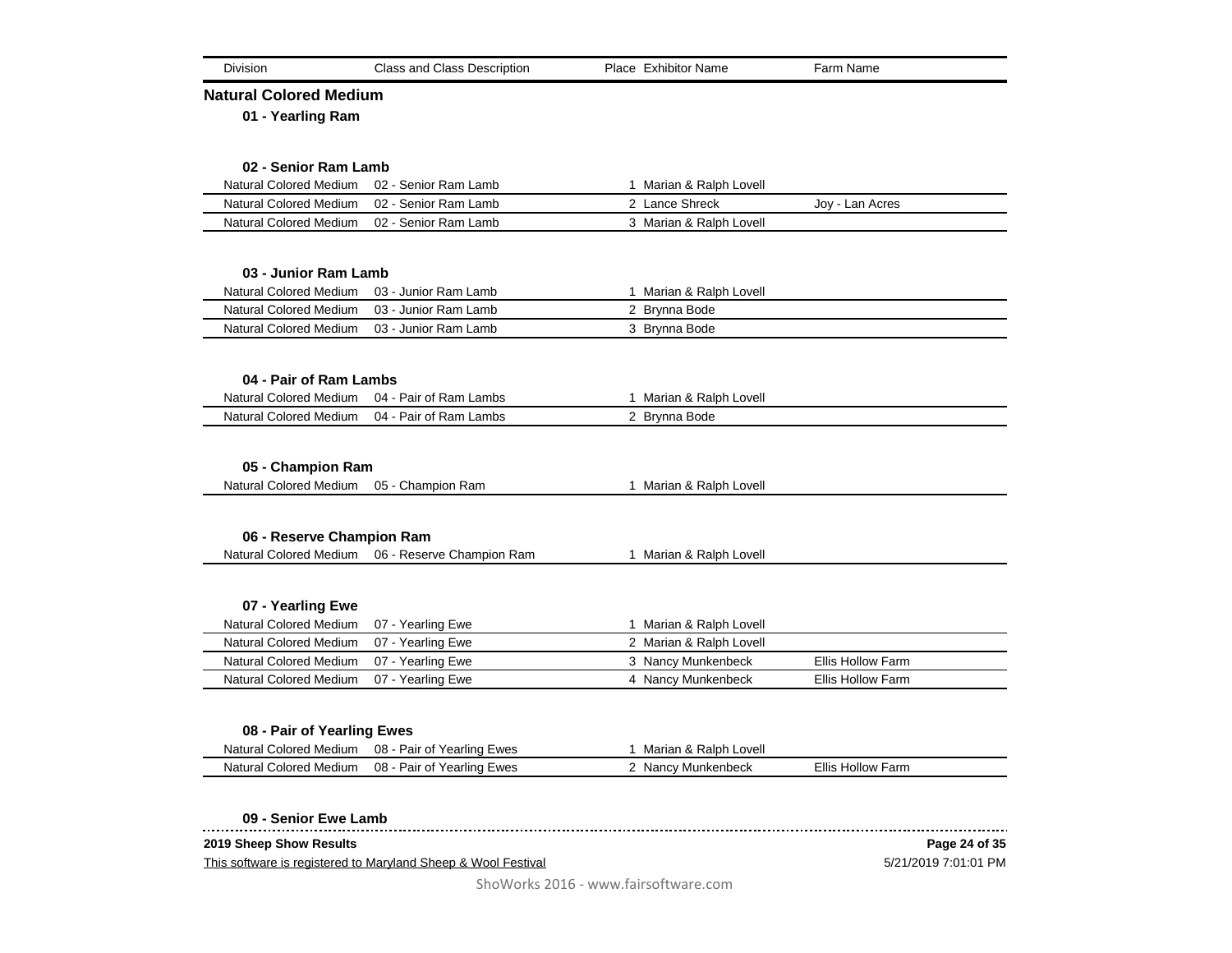| Division | Class and Class Description | Place | Exhibitor Name | Farm Name |
|---|---|---|---|---|

## Natural Colored Medium

### 01 - Yearling Ram

### 02 - Senior Ram Lamb

| Division | Class and Class Description | Place | Exhibitor Name | Farm Name |
|---|---|---|---|---|
| Natural Colored Medium | 02 - Senior Ram Lamb | 1 | Marian & Ralph Lovell | |
| Natural Colored Medium | 02 - Senior Ram Lamb | 2 | Lance Shreck | Joy - Lan Acres |
| Natural Colored Medium | 02 - Senior Ram Lamb | 3 | Marian & Ralph Lovell | |

### 03 - Junior Ram Lamb

| Division | Class and Class Description | Place | Exhibitor Name | Farm Name |
|---|---|---|---|---|
| Natural Colored Medium | 03 - Junior Ram Lamb | 1 | Marian & Ralph Lovell | |
| Natural Colored Medium | 03 - Junior Ram Lamb | 2 | Brynna Bode | |
| Natural Colored Medium | 03 - Junior Ram Lamb | 3 | Brynna Bode | |

### 04 - Pair of Ram Lambs

| Division | Class and Class Description | Place | Exhibitor Name | Farm Name |
|---|---|---|---|---|
| Natural Colored Medium | 04 - Pair of Ram Lambs | 1 | Marian & Ralph Lovell | |
| Natural Colored Medium | 04 - Pair of Ram Lambs | 2 | Brynna Bode | |

### 05 - Champion Ram

| Division | Class and Class Description | Place | Exhibitor Name | Farm Name |
|---|---|---|---|---|
| Natural Colored Medium | 05 - Champion Ram | 1 | Marian & Ralph Lovell | |

### 06 - Reserve Champion Ram

| Division | Class and Class Description | Place | Exhibitor Name | Farm Name |
|---|---|---|---|---|
| Natural Colored Medium | 06 - Reserve Champion Ram | 1 | Marian & Ralph Lovell | |

### 07 - Yearling Ewe

| Division | Class and Class Description | Place | Exhibitor Name | Farm Name |
|---|---|---|---|---|
| Natural Colored Medium | 07 - Yearling Ewe | 1 | Marian & Ralph Lovell | |
| Natural Colored Medium | 07 - Yearling Ewe | 2 | Marian & Ralph Lovell | |
| Natural Colored Medium | 07 - Yearling Ewe | 3 | Nancy Munkenbeck | Ellis Hollow Farm |
| Natural Colored Medium | 07 - Yearling Ewe | 4 | Nancy Munkenbeck | Ellis Hollow Farm |

### 08 - Pair of Yearling Ewes

| Division | Class and Class Description | Place | Exhibitor Name | Farm Name |
|---|---|---|---|---|
| Natural Colored Medium | 08 - Pair of Yearling Ewes | 1 | Marian & Ralph Lovell | |
| Natural Colored Medium | 08 - Pair of Yearling Ewes | 2 | Nancy Munkenbeck | Ellis Hollow Farm |

### 09 - Senior Ewe Lamb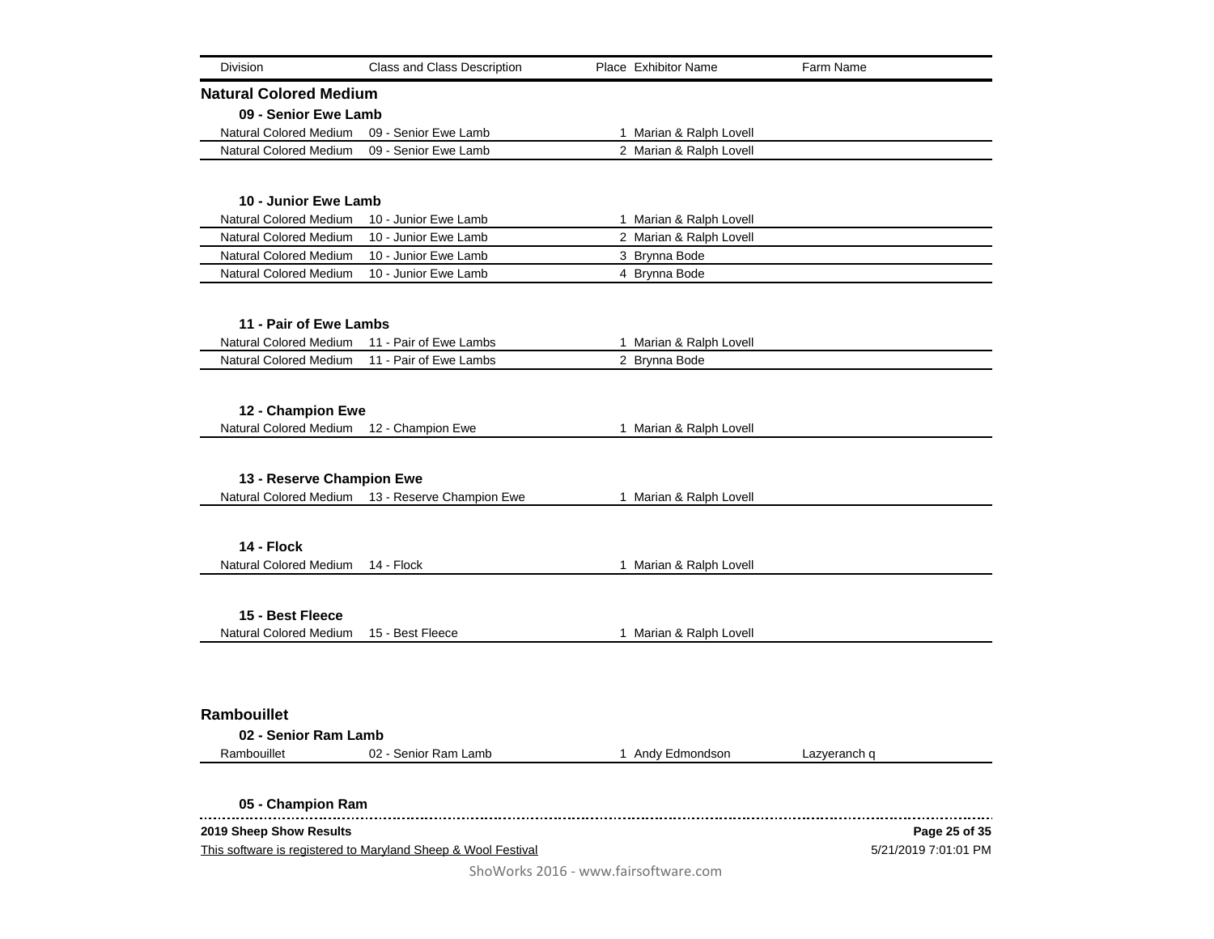| Division | Class and Class Description | Place | Exhibitor Name | Farm Name |
|---|---|---|---|---|

## Natural Colored Medium

### 09 - Senior Ewe Lamb

| Division | Class and Class Description | Place | Exhibitor Name | Farm Name |
|---|---|---|---|---|
| Natural Colored Medium | 09 - Senior Ewe Lamb | 1 | Marian & Ralph Lovell | |
| Natural Colored Medium | 09 - Senior Ewe Lamb | 2 | Marian & Ralph Lovell | |

### 10 - Junior Ewe Lamb

| Division | Class and Class Description | Place | Exhibitor Name | Farm Name |
|---|---|---|---|---|
| Natural Colored Medium | 10 - Junior Ewe Lamb | 1 | Marian & Ralph Lovell | |
| Natural Colored Medium | 10 - Junior Ewe Lamb | 2 | Marian & Ralph Lovell | |
| Natural Colored Medium | 10 - Junior Ewe Lamb | 3 | Brynna Bode | |
| Natural Colored Medium | 10 - Junior Ewe Lamb | 4 | Brynna Bode | |

### 11 - Pair of Ewe Lambs

| Division | Class and Class Description | Place | Exhibitor Name | Farm Name |
|---|---|---|---|---|
| Natural Colored Medium | 11 - Pair of Ewe Lambs | 1 | Marian & Ralph Lovell | |
| Natural Colored Medium | 11 - Pair of Ewe Lambs | 2 | Brynna Bode | |

### 12 - Champion Ewe

| Division | Class and Class Description | Place | Exhibitor Name | Farm Name |
|---|---|---|---|---|
| Natural Colored Medium | 12 - Champion Ewe | 1 | Marian & Ralph Lovell | |

### 13 - Reserve Champion Ewe

| Division | Class and Class Description | Place | Exhibitor Name | Farm Name |
|---|---|---|---|---|
| Natural Colored Medium | 13 - Reserve Champion Ewe | 1 | Marian & Ralph Lovell | |

### 14 - Flock

| Division | Class and Class Description | Place | Exhibitor Name | Farm Name |
|---|---|---|---|---|
| Natural Colored Medium | 14 - Flock | 1 | Marian & Ralph Lovell | |

### 15 - Best Fleece

| Division | Class and Class Description | Place | Exhibitor Name | Farm Name |
|---|---|---|---|---|
| Natural Colored Medium | 15 - Best Fleece | 1 | Marian & Ralph Lovell | |

## Rambouillet

### 02 - Senior Ram Lamb

| Division | Class and Class Description | Place | Exhibitor Name | Farm Name |
|---|---|---|---|---|
| Rambouillet | 02 - Senior Ram Lamb | 1 | Andy Edmondson | Lazyeranch q |

### 05 - Champion Ram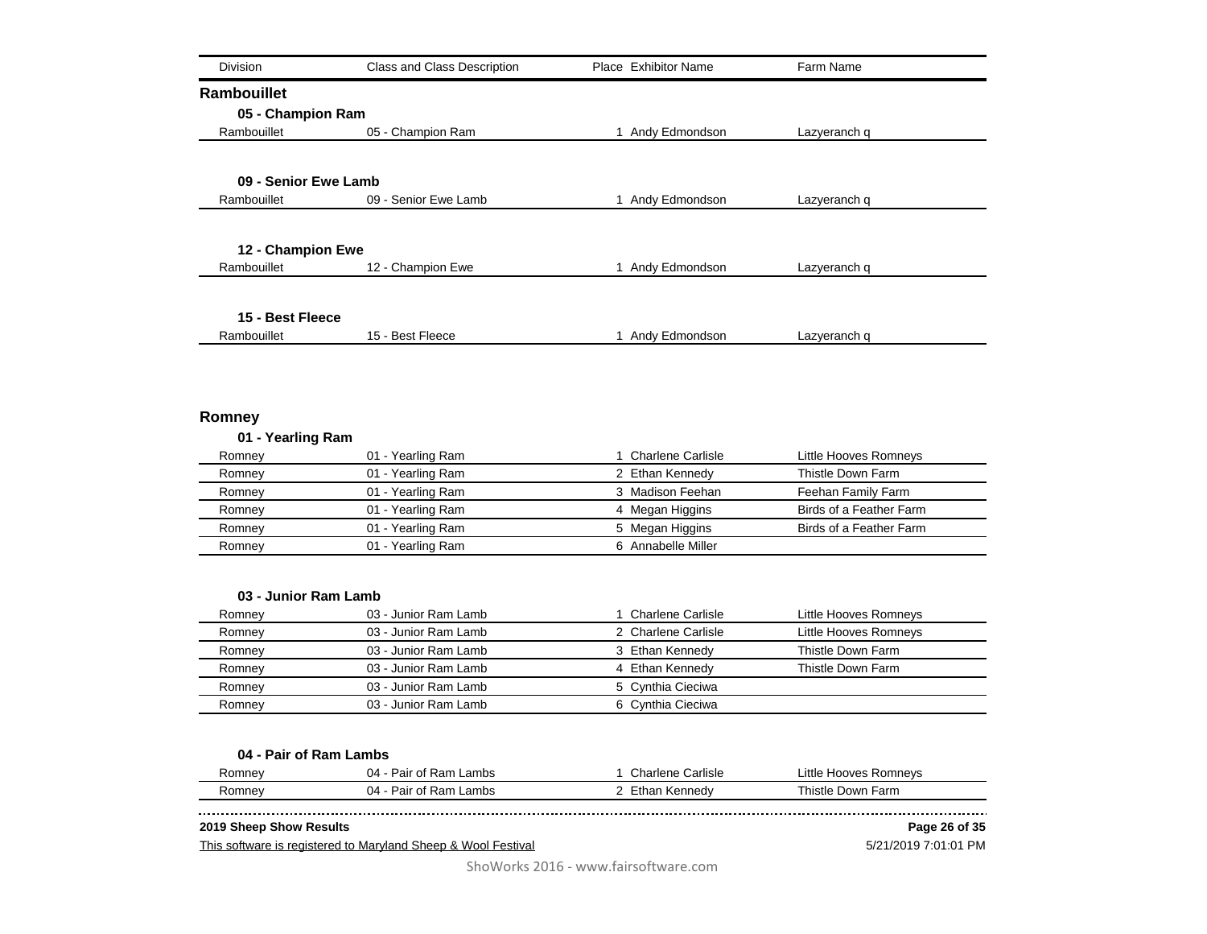| Division | Class and Class Description | Place | Exhibitor Name | Farm Name |
|---|---|---|---|---|

## Rambouillet

### 05 - Champion Ram

| Division | Class and Class Description | Place | Exhibitor Name | Farm Name |
|---|---|---|---|---|
| Rambouillet | 05 - Champion Ram | 1 | Andy Edmondson | Lazyeranch q |

### 09 - Senior Ewe Lamb

| Division | Class and Class Description | Place | Exhibitor Name | Farm Name |
|---|---|---|---|---|
| Rambouillet | 09 - Senior Ewe Lamb | 1 | Andy Edmondson | Lazyeranch q |

### 12 - Champion Ewe

| Division | Class and Class Description | Place | Exhibitor Name | Farm Name |
|---|---|---|---|---|
| Rambouillet | 12 - Champion Ewe | 1 | Andy Edmondson | Lazyeranch q |

### 15 - Best Fleece

| Division | Class and Class Description | Place | Exhibitor Name | Farm Name |
|---|---|---|---|---|
| Rambouillet | 15 - Best Fleece | 1 | Andy Edmondson | Lazyeranch q |

## Romney

### 01 - Yearling Ram

| Division | Class and Class Description | Place | Exhibitor Name | Farm Name |
|---|---|---|---|---|
| Romney | 01 - Yearling Ram | 1 | Charlene Carlisle | Little Hooves Romneys |
| Romney | 01 - Yearling Ram | 2 | Ethan Kennedy | Thistle Down Farm |
| Romney | 01 - Yearling Ram | 3 | Madison Feehan | Feehan Family Farm |
| Romney | 01 - Yearling Ram | 4 | Megan Higgins | Birds of a Feather Farm |
| Romney | 01 - Yearling Ram | 5 | Megan Higgins | Birds of a Feather Farm |
| Romney | 01 - Yearling Ram | 6 | Annabelle Miller | |

### 03 - Junior Ram Lamb

| Division | Class and Class Description | Place | Exhibitor Name | Farm Name |
|---|---|---|---|---|
| Romney | 03 - Junior Ram Lamb | 1 | Charlene Carlisle | Little Hooves Romneys |
| Romney | 03 - Junior Ram Lamb | 2 | Charlene Carlisle | Little Hooves Romneys |
| Romney | 03 - Junior Ram Lamb | 3 | Ethan Kennedy | Thistle Down Farm |
| Romney | 03 - Junior Ram Lamb | 4 | Ethan Kennedy | Thistle Down Farm |
| Romney | 03 - Junior Ram Lamb | 5 | Cynthia Cieciwa | |
| Romney | 03 - Junior Ram Lamb | 6 | Cynthia Cieciwa | |

### 04 - Pair of Ram Lambs

| Division | Class and Class Description | Place | Exhibitor Name | Farm Name |
|---|---|---|---|---|
| Romney | 04 - Pair of Ram Lambs | 1 | Charlene Carlisle | Little Hooves Romneys |
| Romney | 04 - Pair of Ram Lambs | 2 | Ethan Kennedy | Thistle Down Farm |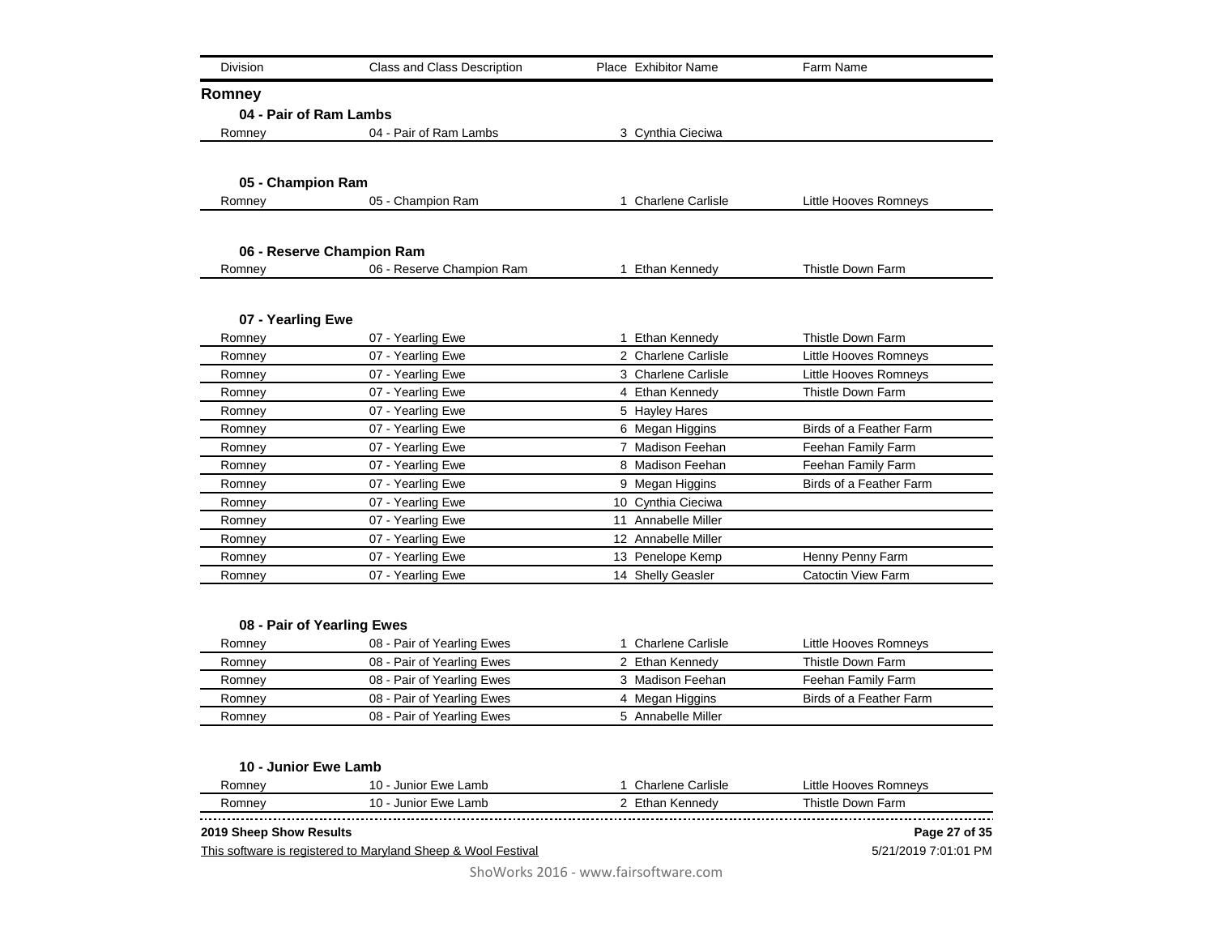| Division | Class and Class Description | Place | Exhibitor Name | Farm Name |
|---|---|---|---|---|

## Romney

### 04 - Pair of Ram Lambs

| Division | Class and Class Description | Place | Exhibitor Name | Farm Name |
|---|---|---|---|---|
| Romney | 04 - Pair of Ram Lambs | 3 | Cynthia Cieciwa | |

### 05 - Champion Ram

| Division | Class and Class Description | Place | Exhibitor Name | Farm Name |
|---|---|---|---|---|
| Romney | 05 - Champion Ram | 1 | Charlene Carlisle | Little Hooves Romneys |

### 06 - Reserve Champion Ram

| Division | Class and Class Description | Place | Exhibitor Name | Farm Name |
|---|---|---|---|---|
| Romney | 06 - Reserve Champion Ram | 1 | Ethan Kennedy | Thistle Down Farm |

### 07 - Yearling Ewe

| Division | Class and Class Description | Place | Exhibitor Name | Farm Name |
|---|---|---|---|---|
| Romney | 07 - Yearling Ewe | 1 | Ethan Kennedy | Thistle Down Farm |
| Romney | 07 - Yearling Ewe | 2 | Charlene Carlisle | Little Hooves Romneys |
| Romney | 07 - Yearling Ewe | 3 | Charlene Carlisle | Little Hooves Romneys |
| Romney | 07 - Yearling Ewe | 4 | Ethan Kennedy | Thistle Down Farm |
| Romney | 07 - Yearling Ewe | 5 | Hayley Hares | |
| Romney | 07 - Yearling Ewe | 6 | Megan Higgins | Birds of a Feather Farm |
| Romney | 07 - Yearling Ewe | 7 | Madison Feehan | Feehan Family Farm |
| Romney | 07 - Yearling Ewe | 8 | Madison Feehan | Feehan Family Farm |
| Romney | 07 - Yearling Ewe | 9 | Megan Higgins | Birds of a Feather Farm |
| Romney | 07 - Yearling Ewe | 10 | Cynthia Cieciwa | |
| Romney | 07 - Yearling Ewe | 11 | Annabelle Miller | |
| Romney | 07 - Yearling Ewe | 12 | Annabelle Miller | |
| Romney | 07 - Yearling Ewe | 13 | Penelope Kemp | Henny Penny Farm |
| Romney | 07 - Yearling Ewe | 14 | Shelly Geasler | Catoctin View Farm |

### 08 - Pair of Yearling Ewes

| Division | Class and Class Description | Place | Exhibitor Name | Farm Name |
|---|---|---|---|---|
| Romney | 08 - Pair of Yearling Ewes | 1 | Charlene Carlisle | Little Hooves Romneys |
| Romney | 08 - Pair of Yearling Ewes | 2 | Ethan Kennedy | Thistle Down Farm |
| Romney | 08 - Pair of Yearling Ewes | 3 | Madison Feehan | Feehan Family Farm |
| Romney | 08 - Pair of Yearling Ewes | 4 | Megan Higgins | Birds of a Feather Farm |
| Romney | 08 - Pair of Yearling Ewes | 5 | Annabelle Miller | |

### 10 - Junior Ewe Lamb

| Division | Class and Class Description | Place | Exhibitor Name | Farm Name |
|---|---|---|---|---|
| Romney | 10 - Junior Ewe Lamb | 1 | Charlene Carlisle | Little Hooves Romneys |
| Romney | 10 - Junior Ewe Lamb | 2 | Ethan Kennedy | Thistle Down Farm |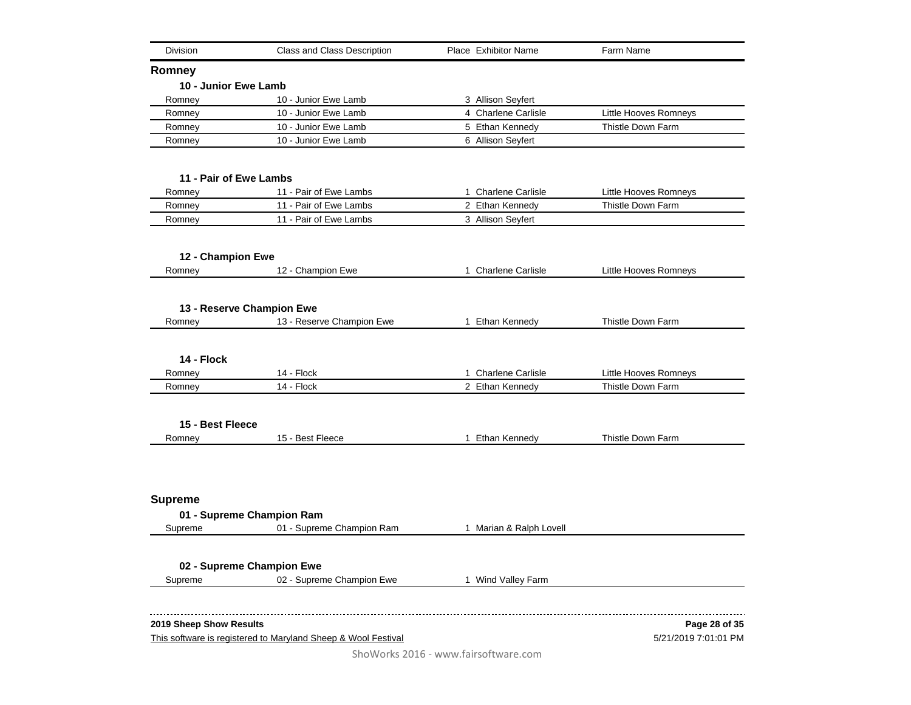| Division | Class and Class Description | Place | Exhibitor Name | Farm Name |
|---|---|---|---|---|

## Romney

### 10 - Junior Ewe Lamb

| Division | Class and Class Description | Place | Exhibitor Name | Farm Name |
|---|---|---|---|---|
| Romney | 10 - Junior Ewe Lamb | 3 | Allison Seyfert | |
| Romney | 10 - Junior Ewe Lamb | 4 | Charlene Carlisle | Little Hooves Romneys |
| Romney | 10 - Junior Ewe Lamb | 5 | Ethan Kennedy | Thistle Down Farm |
| Romney | 10 - Junior Ewe Lamb | 6 | Allison Seyfert | |

### 11 - Pair of Ewe Lambs

| Division | Class and Class Description | Place | Exhibitor Name | Farm Name |
|---|---|---|---|---|
| Romney | 11 - Pair of Ewe Lambs | 1 | Charlene Carlisle | Little Hooves Romneys |
| Romney | 11 - Pair of Ewe Lambs | 2 | Ethan Kennedy | Thistle Down Farm |
| Romney | 11 - Pair of Ewe Lambs | 3 | Allison Seyfert | |

### 12 - Champion Ewe

| Division | Class and Class Description | Place | Exhibitor Name | Farm Name |
|---|---|---|---|---|
| Romney | 12 - Champion Ewe | 1 | Charlene Carlisle | Little Hooves Romneys |

### 13 - Reserve Champion Ewe

| Division | Class and Class Description | Place | Exhibitor Name | Farm Name |
|---|---|---|---|---|
| Romney | 13 - Reserve Champion Ewe | 1 | Ethan Kennedy | Thistle Down Farm |

### 14 - Flock

| Division | Class and Class Description | Place | Exhibitor Name | Farm Name |
|---|---|---|---|---|
| Romney | 14 - Flock | 1 | Charlene Carlisle | Little Hooves Romneys |
| Romney | 14 - Flock | 2 | Ethan Kennedy | Thistle Down Farm |

### 15 - Best Fleece

| Division | Class and Class Description | Place | Exhibitor Name | Farm Name |
|---|---|---|---|---|
| Romney | 15 - Best Fleece | 1 | Ethan Kennedy | Thistle Down Farm |

## Supreme

### 01 - Supreme Champion Ram

| Division | Class and Class Description | Place | Exhibitor Name | Farm Name |
|---|---|---|---|---|
| Supreme | 01 - Supreme Champion Ram | 1 | Marian & Ralph Lovell | |

### 02 - Supreme Champion Ewe

| Division | Class and Class Description | Place | Exhibitor Name | Farm Name |
|---|---|---|---|---|
| Supreme | 02 - Supreme Champion Ewe | 1 | Wind Valley Farm | |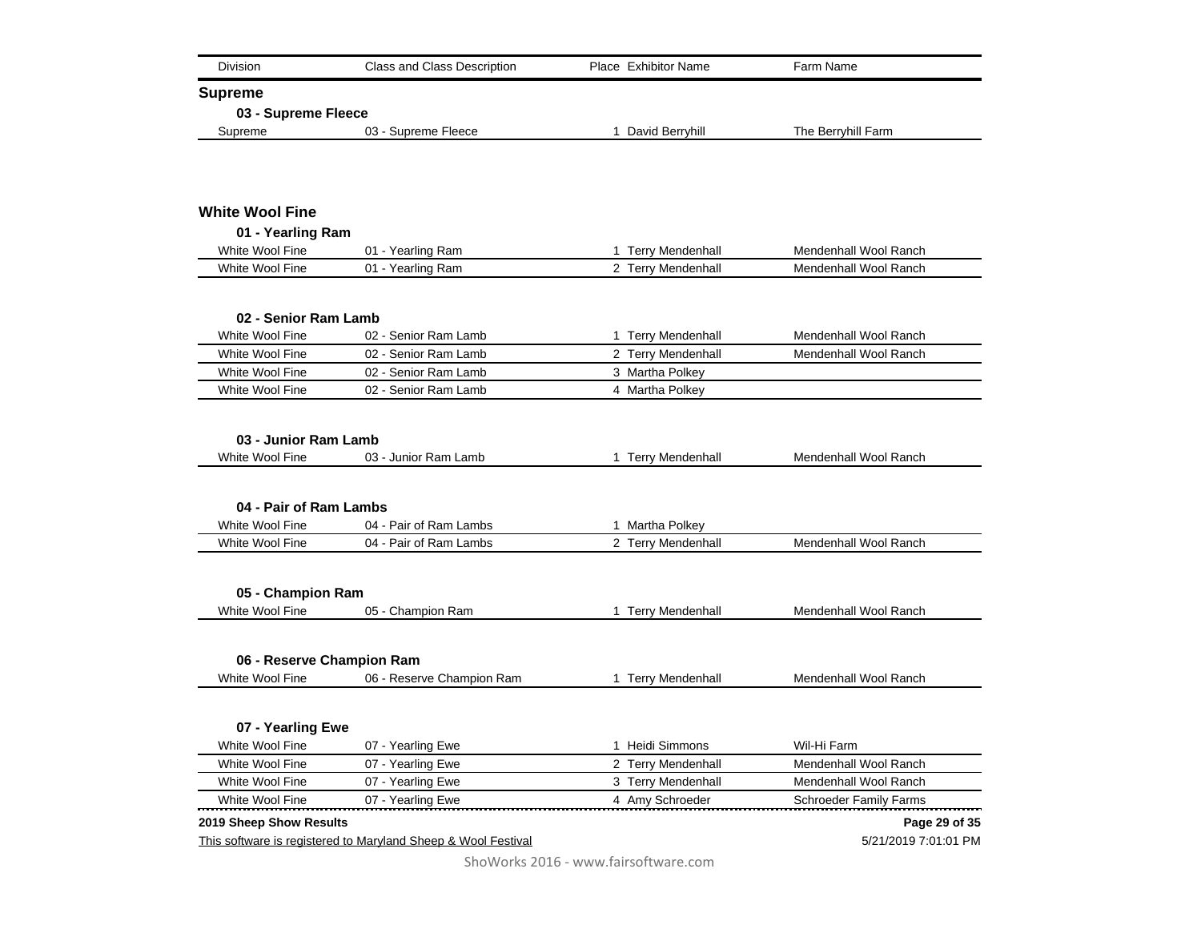| Division | Class and Class Description | Place | Exhibitor Name | Farm Name |
|---|---|---|---|---|

## Supreme

### 03 - Supreme Fleece

| Division | Class and Class Description | Place | Exhibitor Name | Farm Name |
|---|---|---|---|---|
| Supreme | 03 - Supreme Fleece | 1 | David Berryhill | The Berryhill Farm |

## White Wool Fine

### 01 - Yearling Ram

| Division | Class and Class Description | Place | Exhibitor Name | Farm Name |
|---|---|---|---|---|
| White Wool Fine | 01 - Yearling Ram | 1 | Terry Mendenhall | Mendenhall Wool Ranch |
| White Wool Fine | 01 - Yearling Ram | 2 | Terry Mendenhall | Mendenhall Wool Ranch |

### 02 - Senior Ram Lamb

| Division | Class and Class Description | Place | Exhibitor Name | Farm Name |
|---|---|---|---|---|
| White Wool Fine | 02 - Senior Ram Lamb | 1 | Terry Mendenhall | Mendenhall Wool Ranch |
| White Wool Fine | 02 - Senior Ram Lamb | 2 | Terry Mendenhall | Mendenhall Wool Ranch |
| White Wool Fine | 02 - Senior Ram Lamb | 3 | Martha Polkey | |
| White Wool Fine | 02 - Senior Ram Lamb | 4 | Martha Polkey | |

### 03 - Junior Ram Lamb

| Division | Class and Class Description | Place | Exhibitor Name | Farm Name |
|---|---|---|---|---|
| White Wool Fine | 03 - Junior Ram Lamb | 1 | Terry Mendenhall | Mendenhall Wool Ranch |

### 04 - Pair of Ram Lambs

| Division | Class and Class Description | Place | Exhibitor Name | Farm Name |
|---|---|---|---|---|
| White Wool Fine | 04 - Pair of Ram Lambs | 1 | Martha Polkey | |
| White Wool Fine | 04 - Pair of Ram Lambs | 2 | Terry Mendenhall | Mendenhall Wool Ranch |

### 05 - Champion Ram

| Division | Class and Class Description | Place | Exhibitor Name | Farm Name |
|---|---|---|---|---|
| White Wool Fine | 05 - Champion Ram | 1 | Terry Mendenhall | Mendenhall Wool Ranch |

### 06 - Reserve Champion Ram

| Division | Class and Class Description | Place | Exhibitor Name | Farm Name |
|---|---|---|---|---|
| White Wool Fine | 06 - Reserve Champion Ram | 1 | Terry Mendenhall | Mendenhall Wool Ranch |

### 07 - Yearling Ewe

| Division | Class and Class Description | Place | Exhibitor Name | Farm Name |
|---|---|---|---|---|
| White Wool Fine | 07 - Yearling Ewe | 1 | Heidi Simmons | Wil-Hi Farm |
| White Wool Fine | 07 - Yearling Ewe | 2 | Terry Mendenhall | Mendenhall Wool Ranch |
| White Wool Fine | 07 - Yearling Ewe | 3 | Terry Mendenhall | Mendenhall Wool Ranch |
| White Wool Fine | 07 - Yearling Ewe | 4 | Amy Schroeder | Schroeder Family Farms |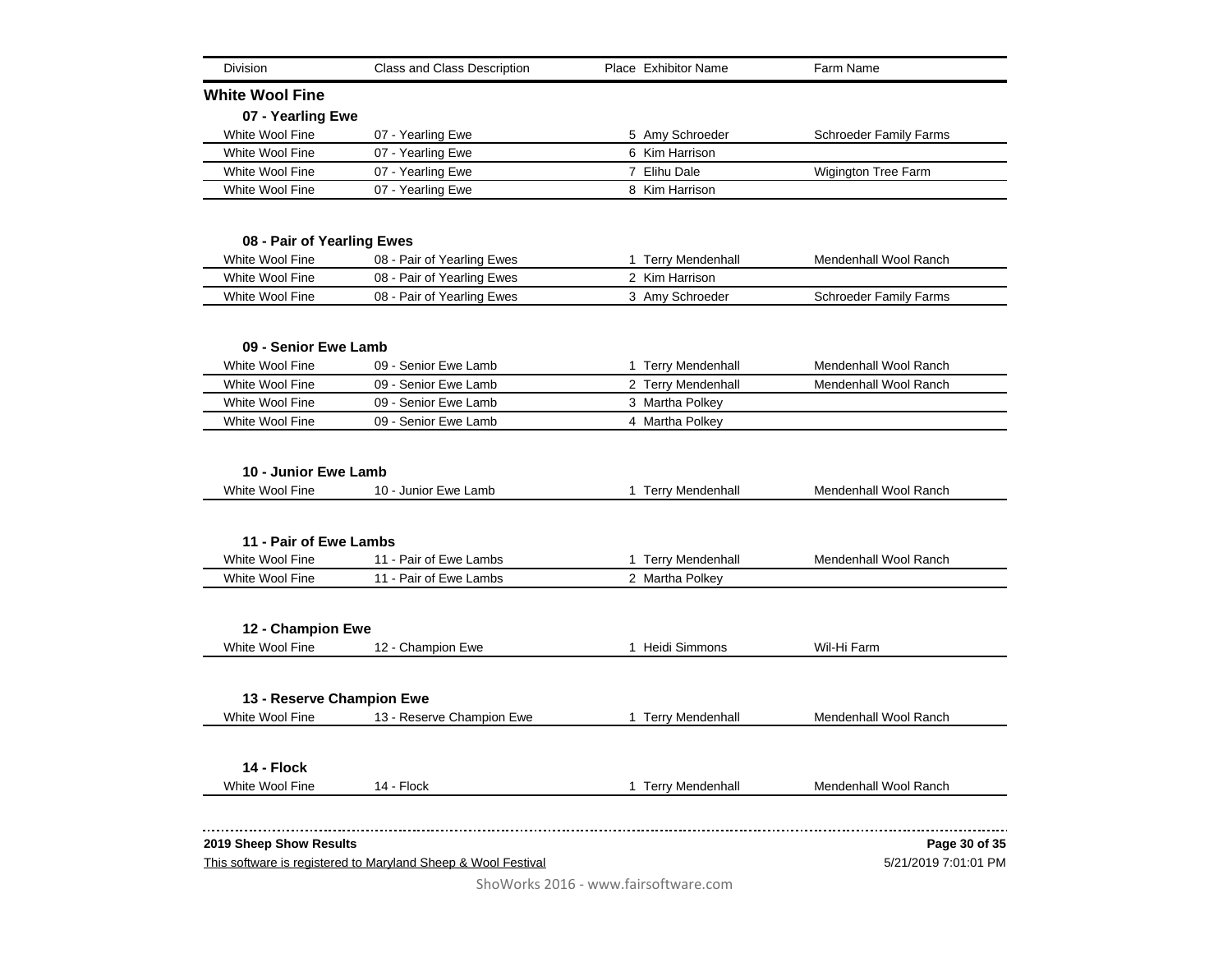| Division | Class and Class Description | Place | Exhibitor Name | Farm Name |
|---|---|---|---|---|

## White Wool Fine

### 07 - Yearling Ewe

| Division | Class and Class Description | Place | Exhibitor Name | Farm Name |
|---|---|---|---|---|
| White Wool Fine | 07 - Yearling Ewe | 5 | Amy Schroeder | Schroeder Family Farms |
| White Wool Fine | 07 - Yearling Ewe | 6 | Kim Harrison | |
| White Wool Fine | 07 - Yearling Ewe | 7 | Elihu Dale | Wigington Tree Farm |
| White Wool Fine | 07 - Yearling Ewe | 8 | Kim Harrison | |

### 08 - Pair of Yearling Ewes

| Division | Class and Class Description | Place | Exhibitor Name | Farm Name |
|---|---|---|---|---|
| White Wool Fine | 08 - Pair of Yearling Ewes | 1 | Terry Mendenhall | Mendenhall Wool Ranch |
| White Wool Fine | 08 - Pair of Yearling Ewes | 2 | Kim Harrison | |
| White Wool Fine | 08 - Pair of Yearling Ewes | 3 | Amy Schroeder | Schroeder Family Farms |

### 09 - Senior Ewe Lamb

| Division | Class and Class Description | Place | Exhibitor Name | Farm Name |
|---|---|---|---|---|
| White Wool Fine | 09 - Senior Ewe Lamb | 1 | Terry Mendenhall | Mendenhall Wool Ranch |
| White Wool Fine | 09 - Senior Ewe Lamb | 2 | Terry Mendenhall | Mendenhall Wool Ranch |
| White Wool Fine | 09 - Senior Ewe Lamb | 3 | Martha Polkey | |
| White Wool Fine | 09 - Senior Ewe Lamb | 4 | Martha Polkey | |

### 10 - Junior Ewe Lamb

| Division | Class and Class Description | Place | Exhibitor Name | Farm Name |
|---|---|---|---|---|
| White Wool Fine | 10 - Junior Ewe Lamb | 1 | Terry Mendenhall | Mendenhall Wool Ranch |

### 11 - Pair of Ewe Lambs

| Division | Class and Class Description | Place | Exhibitor Name | Farm Name |
|---|---|---|---|---|
| White Wool Fine | 11 - Pair of Ewe Lambs | 1 | Terry Mendenhall | Mendenhall Wool Ranch |
| White Wool Fine | 11 - Pair of Ewe Lambs | 2 | Martha Polkey | |

### 12 - Champion Ewe

| Division | Class and Class Description | Place | Exhibitor Name | Farm Name |
|---|---|---|---|---|
| White Wool Fine | 12 - Champion Ewe | 1 | Heidi Simmons | Wil-Hi Farm |

### 13 - Reserve Champion Ewe

| Division | Class and Class Description | Place | Exhibitor Name | Farm Name |
|---|---|---|---|---|
| White Wool Fine | 13 - Reserve Champion Ewe | 1 | Terry Mendenhall | Mendenhall Wool Ranch |

### 14 - Flock

| Division | Class and Class Description | Place | Exhibitor Name | Farm Name |
|---|---|---|---|---|
| White Wool Fine | 14 - Flock | 1 | Terry Mendenhall | Mendenhall Wool Ranch |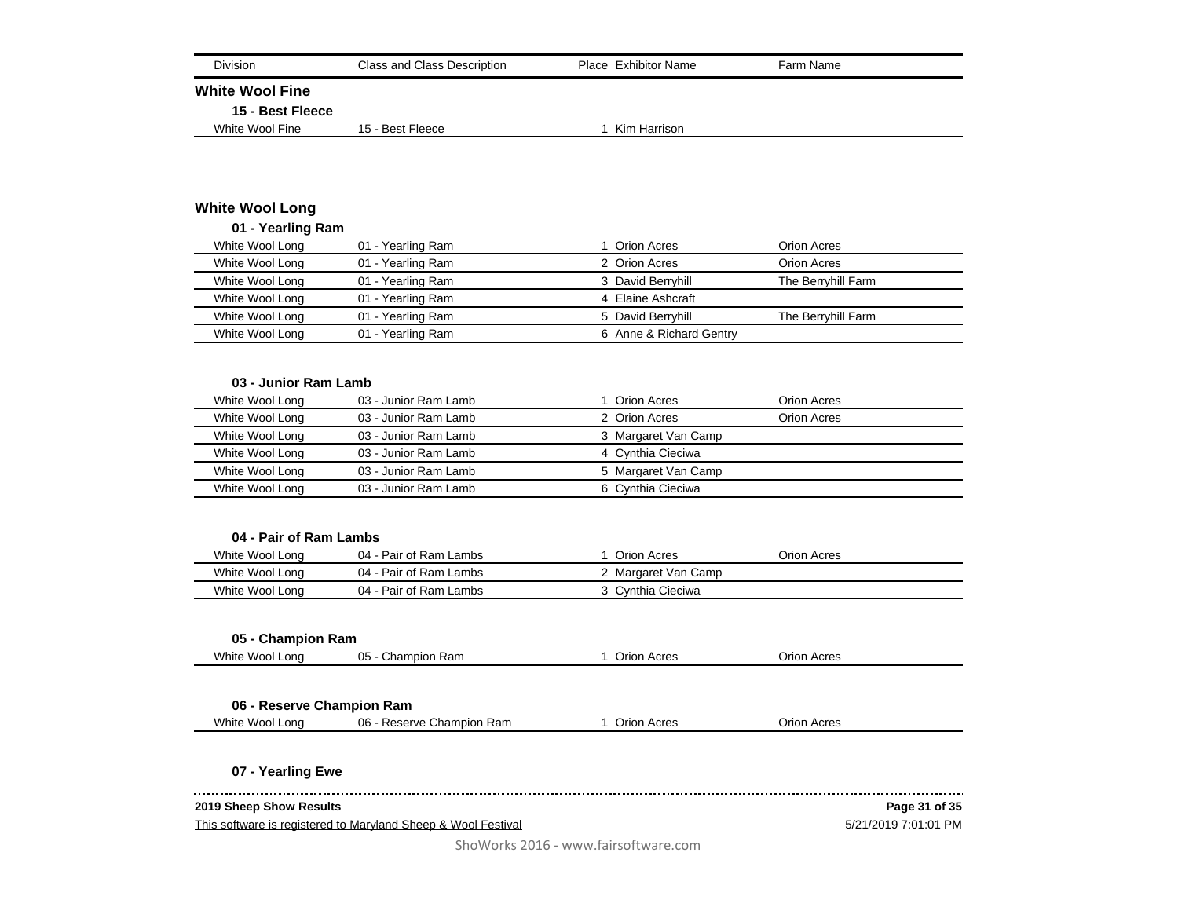| Division | Class and Class Description | Place | Exhibitor Name | Farm Name |
|---|---|---|---|---|

## White Wool Fine

### 15 - Best Fleece

| Division | Class and Class Description | Place | Exhibitor Name | Farm Name |
|---|---|---|---|---|
| White Wool Fine | 15 - Best Fleece | 1 | Kim Harrison | |

## White Wool Long

### 01 - Yearling Ram

| Division | Class and Class Description | Place | Exhibitor Name | Farm Name |
|---|---|---|---|---|
| White Wool Long | 01 - Yearling Ram | 1 | Orion Acres | Orion Acres |
| White Wool Long | 01 - Yearling Ram | 2 | Orion Acres | Orion Acres |
| White Wool Long | 01 - Yearling Ram | 3 | David Berryhill | The Berryhill Farm |
| White Wool Long | 01 - Yearling Ram | 4 | Elaine Ashcraft | |
| White Wool Long | 01 - Yearling Ram | 5 | David Berryhill | The Berryhill Farm |
| White Wool Long | 01 - Yearling Ram | 6 | Anne & Richard Gentry | |

### 03 - Junior Ram Lamb

| Division | Class and Class Description | Place | Exhibitor Name | Farm Name |
|---|---|---|---|---|
| White Wool Long | 03 - Junior Ram Lamb | 1 | Orion Acres | Orion Acres |
| White Wool Long | 03 - Junior Ram Lamb | 2 | Orion Acres | Orion Acres |
| White Wool Long | 03 - Junior Ram Lamb | 3 | Margaret Van Camp | |
| White Wool Long | 03 - Junior Ram Lamb | 4 | Cynthia Cieciwa | |
| White Wool Long | 03 - Junior Ram Lamb | 5 | Margaret Van Camp | |
| White Wool Long | 03 - Junior Ram Lamb | 6 | Cynthia Cieciwa | |

### 04 - Pair of Ram Lambs

| Division | Class and Class Description | Place | Exhibitor Name | Farm Name |
|---|---|---|---|---|
| White Wool Long | 04 - Pair of Ram Lambs | 1 | Orion Acres | Orion Acres |
| White Wool Long | 04 - Pair of Ram Lambs | 2 | Margaret Van Camp | |
| White Wool Long | 04 - Pair of Ram Lambs | 3 | Cynthia Cieciwa | |

### 05 - Champion Ram

| Division | Class and Class Description | Place | Exhibitor Name | Farm Name |
|---|---|---|---|---|
| White Wool Long | 05 - Champion Ram | 1 | Orion Acres | Orion Acres |

### 06 - Reserve Champion Ram

| Division | Class and Class Description | Place | Exhibitor Name | Farm Name |
|---|---|---|---|---|
| White Wool Long | 06 - Reserve Champion Ram | 1 | Orion Acres | Orion Acres |

### 07 - Yearling Ewe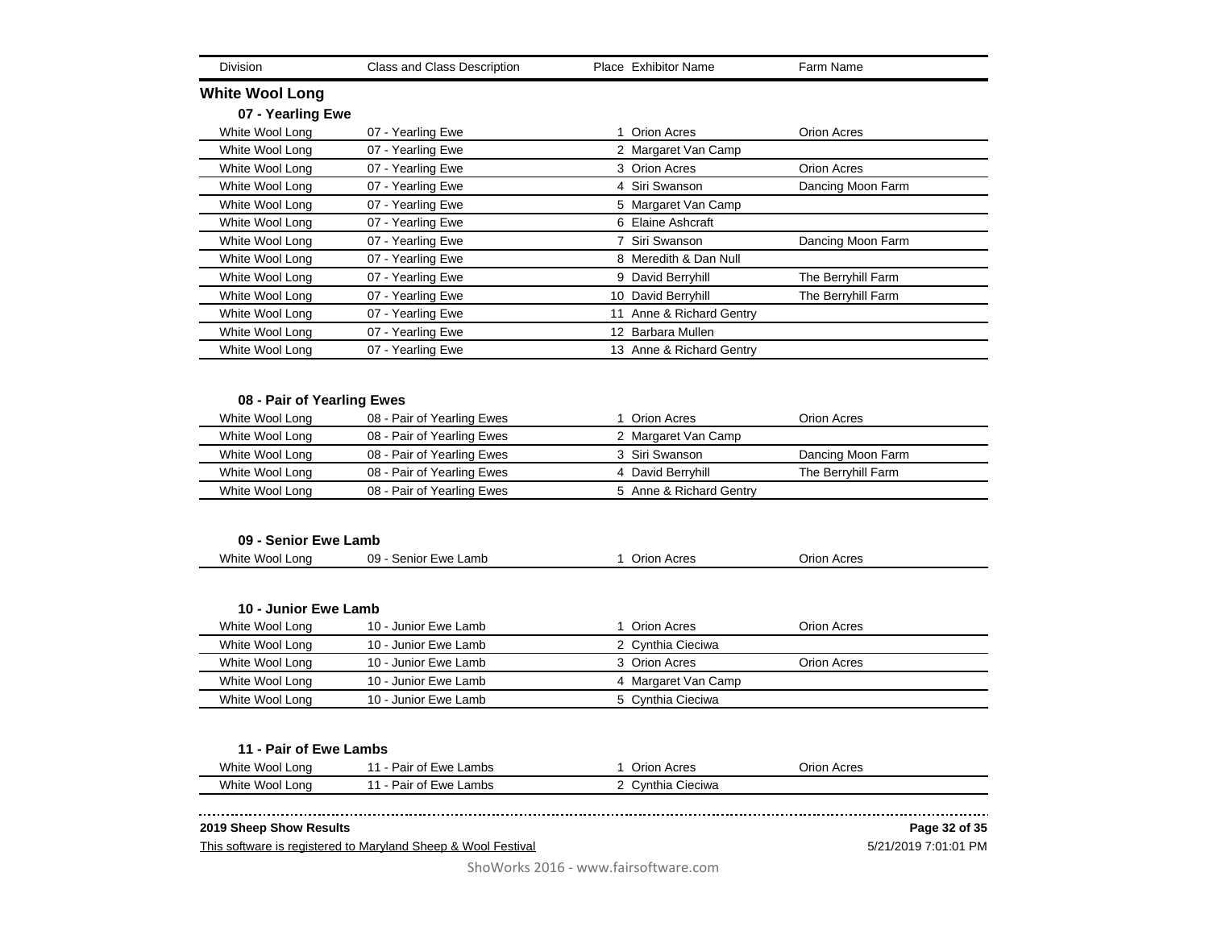| Division | Class and Class Description | Place | Exhibitor Name | Farm Name |
|---|---|---|---|---|

## White Wool Long

### 07 - Yearling Ewe

| Division | Class and Class Description | Place | Exhibitor Name | Farm Name |
|---|---|---|---|---|
| White Wool Long | 07 - Yearling Ewe | 1 | Orion Acres | Orion Acres |
| White Wool Long | 07 - Yearling Ewe | 2 | Margaret Van Camp | |
| White Wool Long | 07 - Yearling Ewe | 3 | Orion Acres | Orion Acres |
| White Wool Long | 07 - Yearling Ewe | 4 | Siri Swanson | Dancing Moon Farm |
| White Wool Long | 07 - Yearling Ewe | 5 | Margaret Van Camp | |
| White Wool Long | 07 - Yearling Ewe | 6 | Elaine Ashcraft | |
| White Wool Long | 07 - Yearling Ewe | 7 | Siri Swanson | Dancing Moon Farm |
| White Wool Long | 07 - Yearling Ewe | 8 | Meredith & Dan Null | |
| White Wool Long | 07 - Yearling Ewe | 9 | David Berryhill | The Berryhill Farm |
| White Wool Long | 07 - Yearling Ewe | 10 | David Berryhill | The Berryhill Farm |
| White Wool Long | 07 - Yearling Ewe | 11 | Anne & Richard Gentry | |
| White Wool Long | 07 - Yearling Ewe | 12 | Barbara Mullen | |
| White Wool Long | 07 - Yearling Ewe | 13 | Anne & Richard Gentry | |

### 08 - Pair of Yearling Ewes

| Division | Class and Class Description | Place | Exhibitor Name | Farm Name |
|---|---|---|---|---|
| White Wool Long | 08 - Pair of Yearling Ewes | 1 | Orion Acres | Orion Acres |
| White Wool Long | 08 - Pair of Yearling Ewes | 2 | Margaret Van Camp | |
| White Wool Long | 08 - Pair of Yearling Ewes | 3 | Siri Swanson | Dancing Moon Farm |
| White Wool Long | 08 - Pair of Yearling Ewes | 4 | David Berryhill | The Berryhill Farm |
| White Wool Long | 08 - Pair of Yearling Ewes | 5 | Anne & Richard Gentry | |

### 09 - Senior Ewe Lamb

| Division | Class and Class Description | Place | Exhibitor Name | Farm Name |
|---|---|---|---|---|
| White Wool Long | 09 - Senior Ewe Lamb | 1 | Orion Acres | Orion Acres |

### 10 - Junior Ewe Lamb

| Division | Class and Class Description | Place | Exhibitor Name | Farm Name |
|---|---|---|---|---|
| White Wool Long | 10 - Junior Ewe Lamb | 1 | Orion Acres | Orion Acres |
| White Wool Long | 10 - Junior Ewe Lamb | 2 | Cynthia Cieciwa | |
| White Wool Long | 10 - Junior Ewe Lamb | 3 | Orion Acres | Orion Acres |
| White Wool Long | 10 - Junior Ewe Lamb | 4 | Margaret Van Camp | |
| White Wool Long | 10 - Junior Ewe Lamb | 5 | Cynthia Cieciwa | |

### 11 - Pair of Ewe Lambs

| Division | Class and Class Description | Place | Exhibitor Name | Farm Name |
|---|---|---|---|---|
| White Wool Long | 11 - Pair of Ewe Lambs | 1 | Orion Acres | Orion Acres |
| White Wool Long | 11 - Pair of Ewe Lambs | 2 | Cynthia Cieciwa | |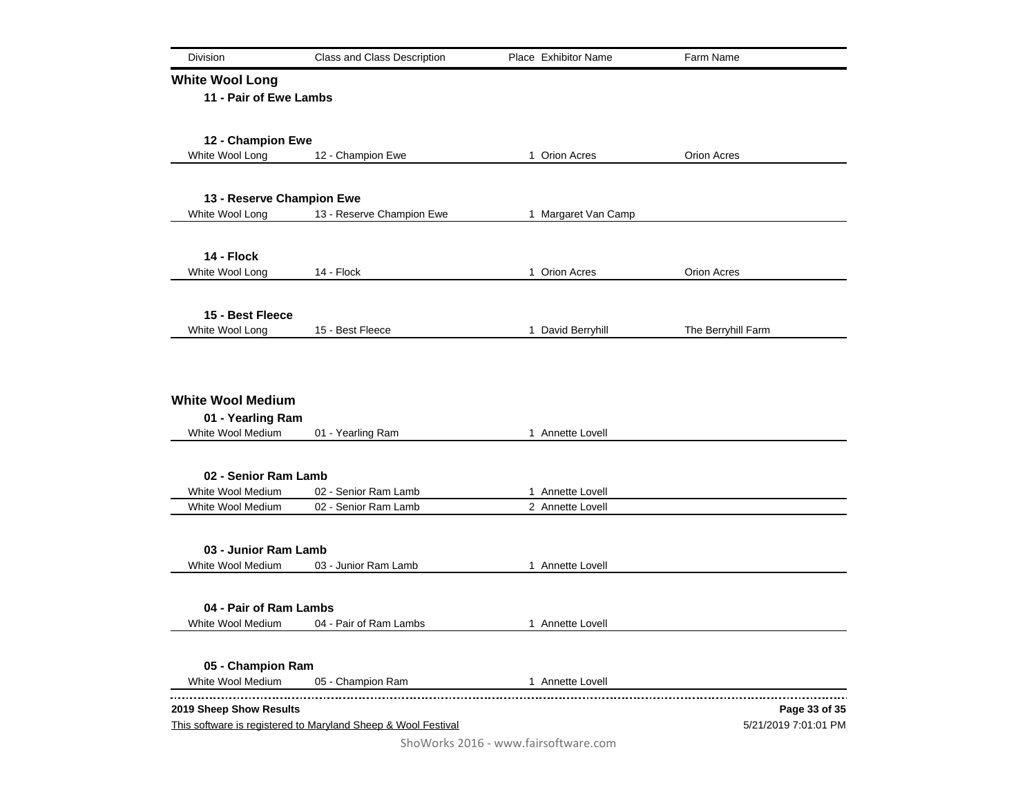| Division | Class and Class Description | Place | Exhibitor Name | Farm Name |
|---|---|---|---|---|

## White Wool Long

### 11 - Pair of Ewe Lambs

### 12 - Champion Ewe

| Division | Class and Class Description | Place | Exhibitor Name | Farm Name |
|---|---|---|---|---|
| White Wool Long | 12 - Champion Ewe | 1 | Orion Acres | Orion Acres |

### 13 - Reserve Champion Ewe

| Division | Class and Class Description | Place | Exhibitor Name | Farm Name |
|---|---|---|---|---|
| White Wool Long | 13 - Reserve Champion Ewe | 1 | Margaret Van Camp | |

### 14 - Flock

| Division | Class and Class Description | Place | Exhibitor Name | Farm Name |
|---|---|---|---|---|
| White Wool Long | 14 - Flock | 1 | Orion Acres | Orion Acres |

### 15 - Best Fleece

| Division | Class and Class Description | Place | Exhibitor Name | Farm Name |
|---|---|---|---|---|
| White Wool Long | 15 - Best Fleece | 1 | David Berryhill | The Berryhill Farm |

## White Wool Medium

### 01 - Yearling Ram

| Division | Class and Class Description | Place | Exhibitor Name | Farm Name |
|---|---|---|---|---|
| White Wool Medium | 01 - Yearling Ram | 1 | Annette Lovell | |

### 02 - Senior Ram Lamb

| Division | Class and Class Description | Place | Exhibitor Name | Farm Name |
|---|---|---|---|---|
| White Wool Medium | 02 - Senior Ram Lamb | 1 | Annette Lovell | |
| White Wool Medium | 02 - Senior Ram Lamb | 2 | Annette Lovell | |

### 03 - Junior Ram Lamb

| Division | Class and Class Description | Place | Exhibitor Name | Farm Name |
|---|---|---|---|---|
| White Wool Medium | 03 - Junior Ram Lamb | 1 | Annette Lovell | |

### 04 - Pair of Ram Lambs

| Division | Class and Class Description | Place | Exhibitor Name | Farm Name |
|---|---|---|---|---|
| White Wool Medium | 04 - Pair of Ram Lambs | 1 | Annette Lovell | |

### 05 - Champion Ram

| Division | Class and Class Description | Place | Exhibitor Name | Farm Name |
|---|---|---|---|---|
| White Wool Medium | 05 - Champion Ram | 1 | Annette Lovell | |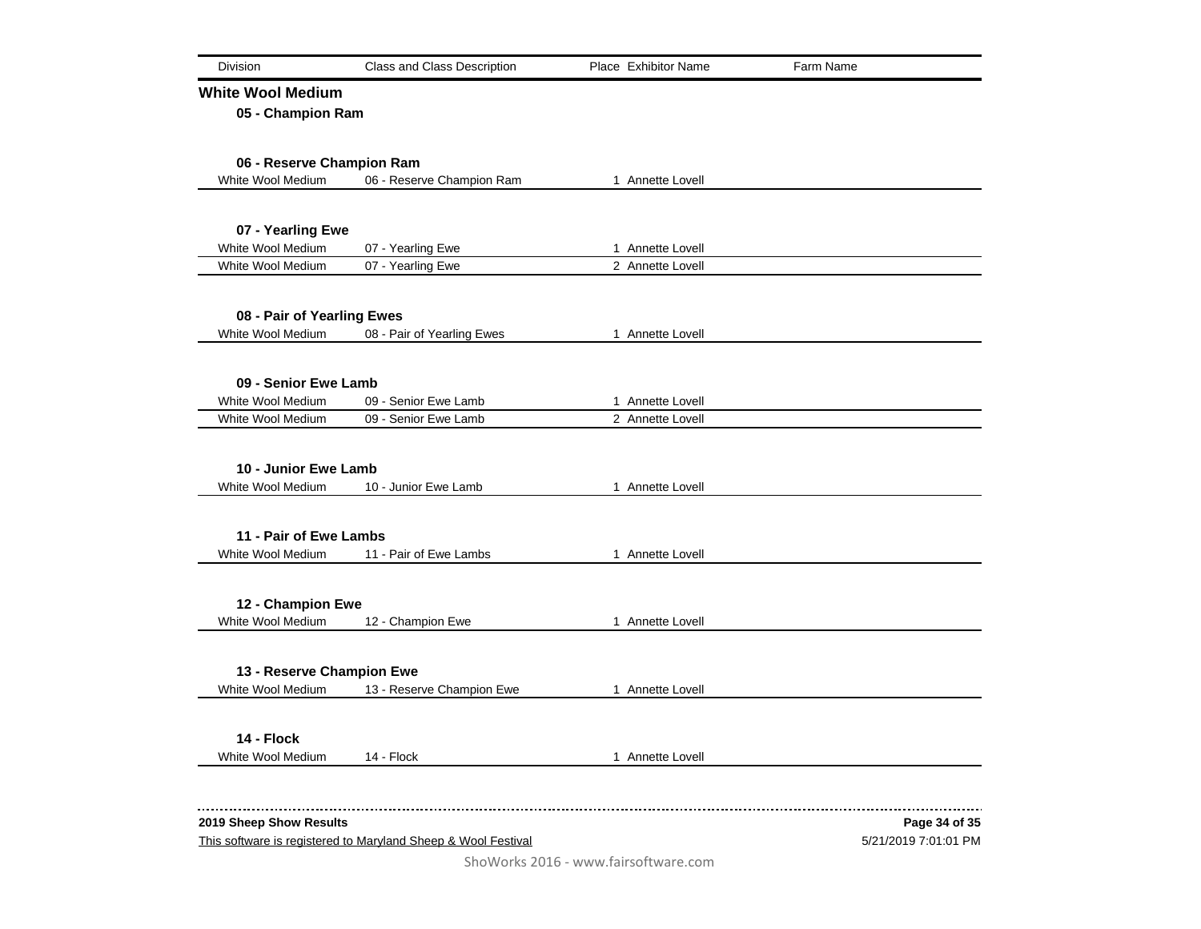| Division | Class and Class Description | Place | Exhibitor Name | Farm Name |
|---|---|---|---|---|

## White Wool Medium

### 05 - Champion Ram

### 06 - Reserve Champion Ram

| Division | Class and Class Description | Place | Exhibitor Name | Farm Name |
|---|---|---|---|---|
| White Wool Medium | 06 - Reserve Champion Ram | 1 | Annette Lovell | |

### 07 - Yearling Ewe

| Division | Class and Class Description | Place | Exhibitor Name | Farm Name |
|---|---|---|---|---|
| White Wool Medium | 07 - Yearling Ewe | 1 | Annette Lovell | |
| White Wool Medium | 07 - Yearling Ewe | 2 | Annette Lovell | |

### 08 - Pair of Yearling Ewes

| Division | Class and Class Description | Place | Exhibitor Name | Farm Name |
|---|---|---|---|---|
| White Wool Medium | 08 - Pair of Yearling Ewes | 1 | Annette Lovell | |

### 09 - Senior Ewe Lamb

| Division | Class and Class Description | Place | Exhibitor Name | Farm Name |
|---|---|---|---|---|
| White Wool Medium | 09 - Senior Ewe Lamb | 1 | Annette Lovell | |
| White Wool Medium | 09 - Senior Ewe Lamb | 2 | Annette Lovell | |

### 10 - Junior Ewe Lamb

| Division | Class and Class Description | Place | Exhibitor Name | Farm Name |
|---|---|---|---|---|
| White Wool Medium | 10 - Junior Ewe Lamb | 1 | Annette Lovell | |

### 11 - Pair of Ewe Lambs

| Division | Class and Class Description | Place | Exhibitor Name | Farm Name |
|---|---|---|---|---|
| White Wool Medium | 11 - Pair of Ewe Lambs | 1 | Annette Lovell | |

### 12 - Champion Ewe

| Division | Class and Class Description | Place | Exhibitor Name | Farm Name |
|---|---|---|---|---|
| White Wool Medium | 12 - Champion Ewe | 1 | Annette Lovell | |

### 13 - Reserve Champion Ewe

| Division | Class and Class Description | Place | Exhibitor Name | Farm Name |
|---|---|---|---|---|
| White Wool Medium | 13 - Reserve Champion Ewe | 1 | Annette Lovell | |

### 14 - Flock

| Division | Class and Class Description | Place | Exhibitor Name | Farm Name |
|---|---|---|---|---|
| White Wool Medium | 14 - Flock | 1 | Annette Lovell | |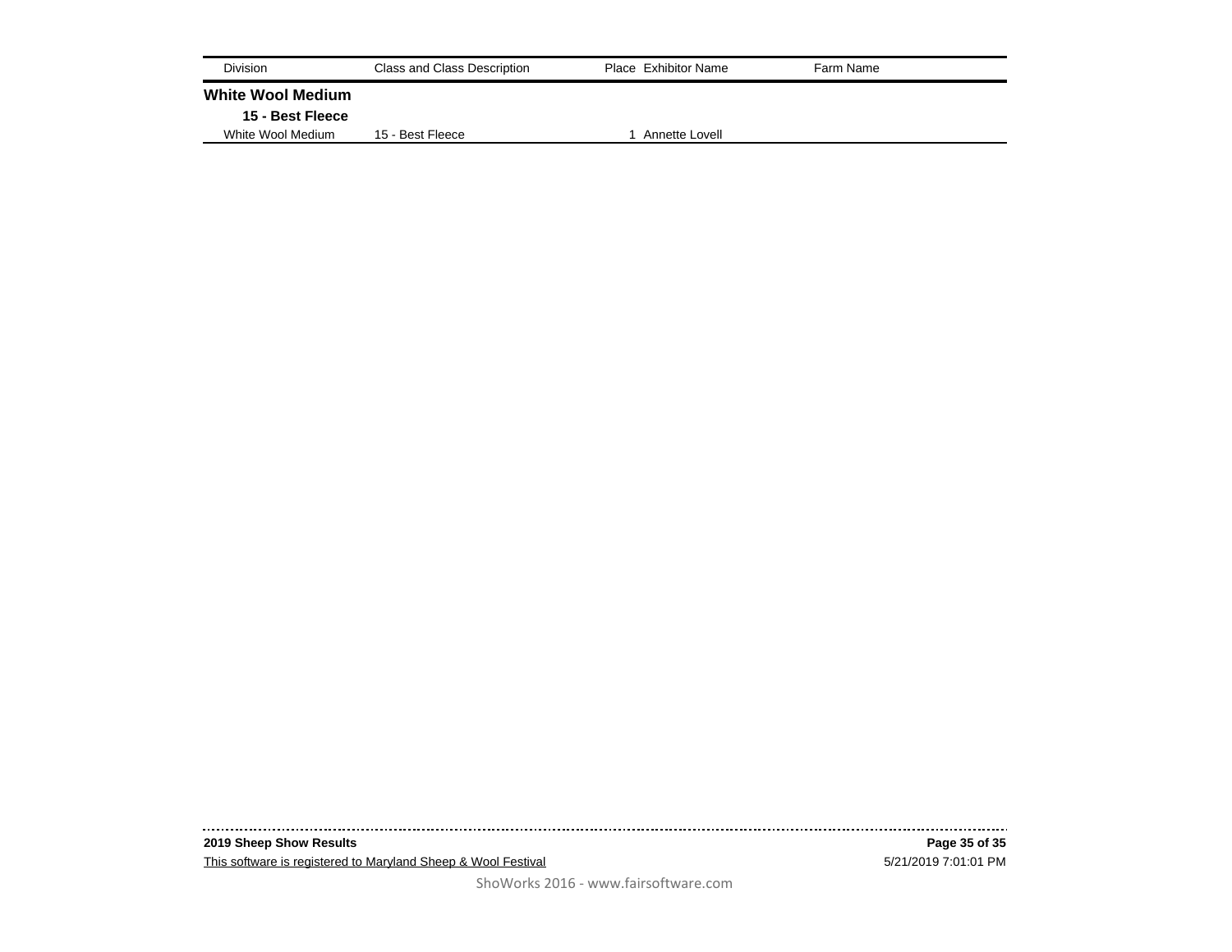| Division | Class and Class Description | Place | Exhibitor Name | Farm Name |
| --- | --- | --- | --- | --- |

## White Wool Medium

### 15 - Best Fleece

| Division | Class and Class Description | Place | Exhibitor Name | Farm Name |
| --- | --- | --- | --- | --- |
| White Wool Medium | 15 - Best Fleece | 1 | Annette Lovell | |